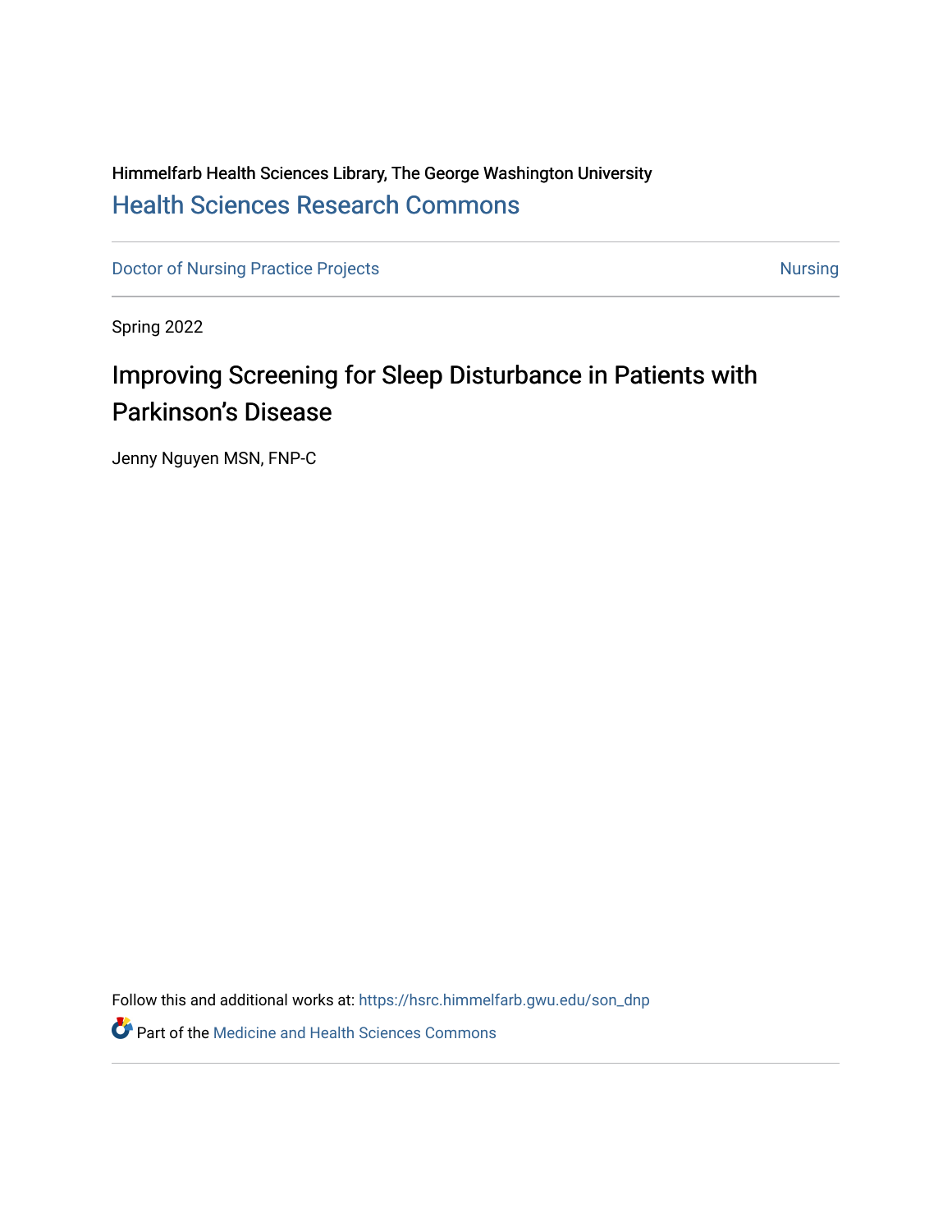Himmelfarb Health Sciences Library, The George Washington University

Health Sciences Research Commons

Doctor of Nursing Practice Projects | Nursing

Spring 2022

# Improving Screening for Sleep Disturbance in Patients with Parkinson's Disease

Jenny Nguyen MSN, FNP-C

Follow this and additional works at: https://hsrc.himmelfarb.gwu.edu/son_dnp

Part of the Medicine and Health Sciences Commons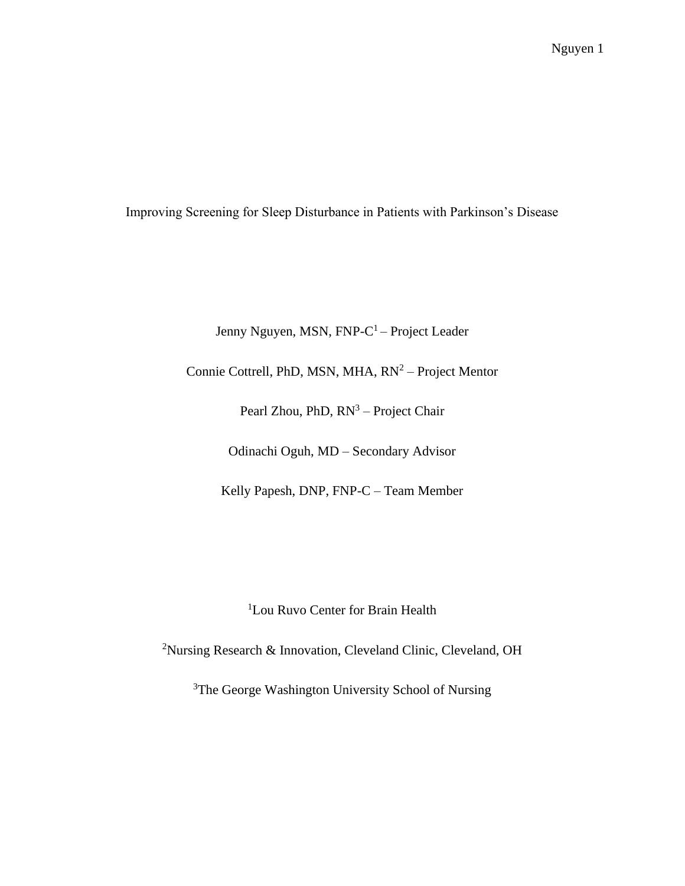# Improving Screening for Sleep Disturbance in Patients with Parkinson's Disease

Jenny Nguyen, MSN, FNP-C[1] – Project Leader

Connie Cottrell, PhD, MSN, MHA, RN[2] – Project Mentor

Pearl Zhou, PhD, RN[3] – Project Chair

Odinachi Oguh, MD – Secondary Advisor

Kelly Papesh, DNP, FNP-C – Team Member

[1]Lou Ruvo Center for Brain Health

[2]Nursing Research & Innovation, Cleveland Clinic, Cleveland, OH

[3]The George Washington University School of Nursing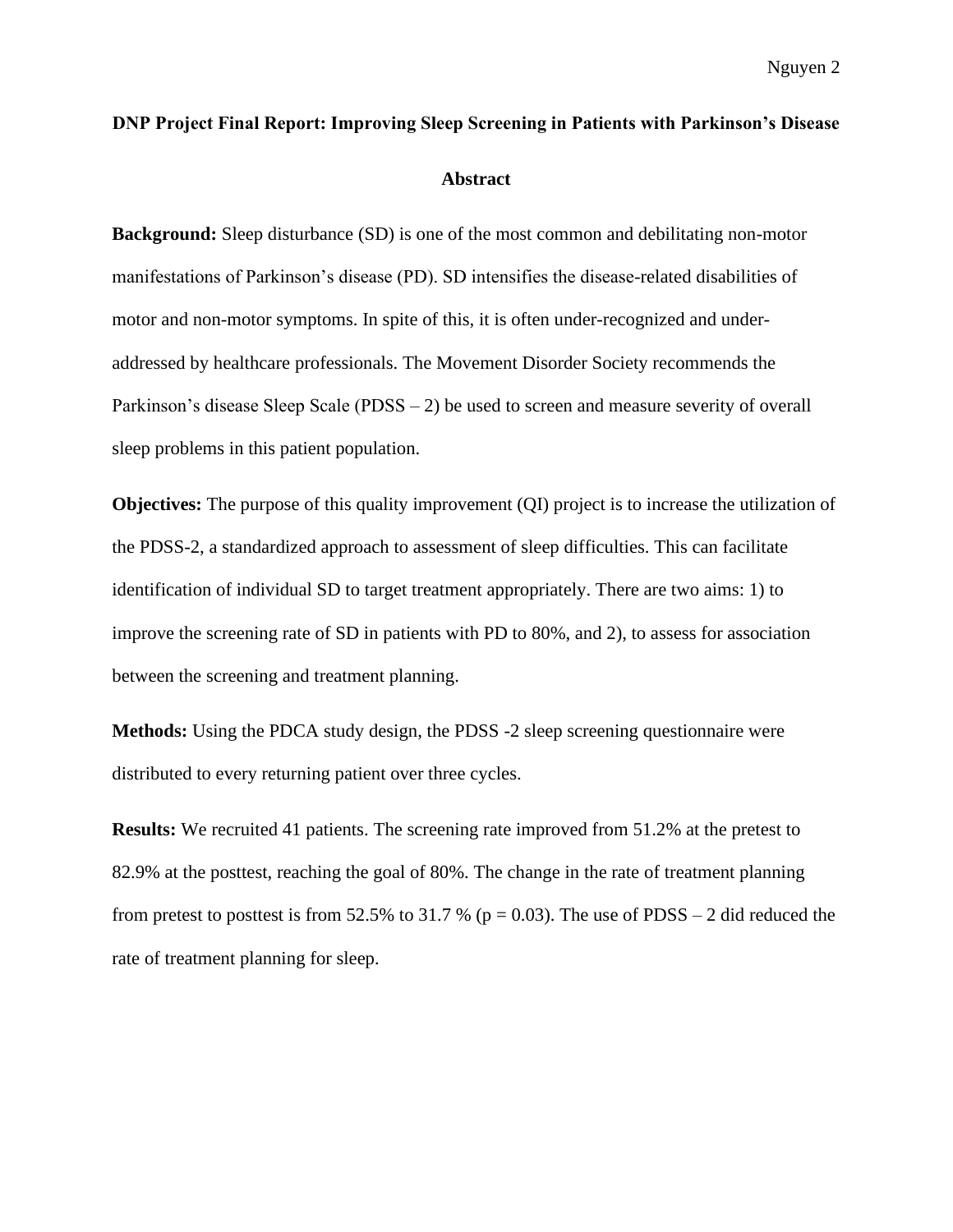**DNP Project Final Report: Improving Sleep Screening in Patients with Parkinson's Disease**

**Abstract**

**Background:** Sleep disturbance (SD) is one of the most common and debilitating non-motor manifestations of Parkinson's disease (PD). SD intensifies the disease-related disabilities of motor and non-motor symptoms. In spite of this, it is often under-recognized and under-addressed by healthcare professionals. The Movement Disorder Society recommends the Parkinson's disease Sleep Scale (PDSS – 2) be used to screen and measure severity of overall sleep problems in this patient population.

**Objectives:** The purpose of this quality improvement (QI) project is to increase the utilization of the PDSS-2, a standardized approach to assessment of sleep difficulties. This can facilitate identification of individual SD to target treatment appropriately. There are two aims: 1) to improve the screening rate of SD in patients with PD to 80%, and 2), to assess for association between the screening and treatment planning.

**Methods:** Using the PDCA study design, the PDSS -2 sleep screening questionnaire were distributed to every returning patient over three cycles.

**Results:** We recruited 41 patients. The screening rate improved from 51.2% at the pretest to 82.9% at the posttest, reaching the goal of 80%. The change in the rate of treatment planning from pretest to posttest is from 52.5% to 31.7 % ($p = 0.03$). The use of PDSS – 2 did reduced the rate of treatment planning for sleep.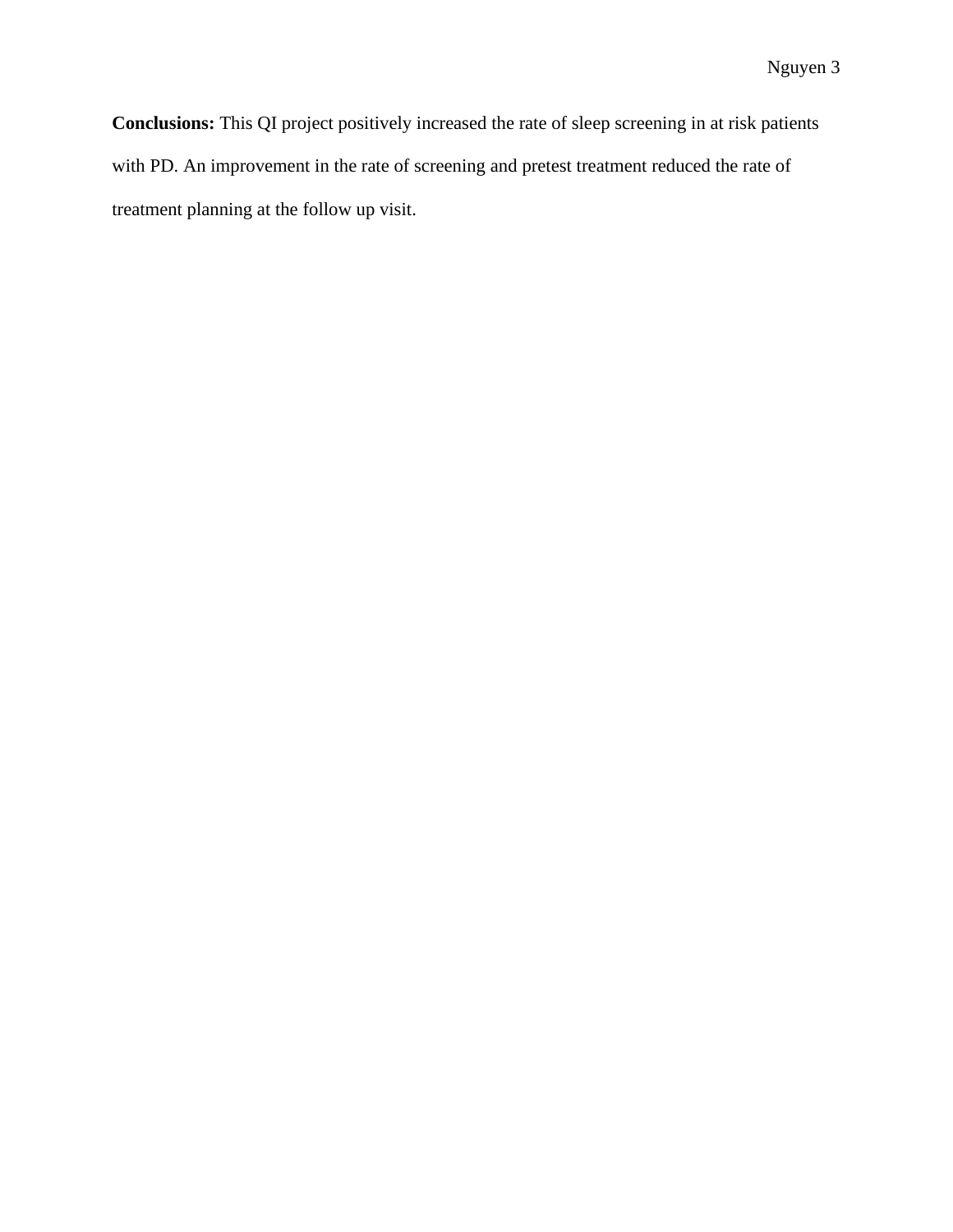**Conclusions:** This QI project positively increased the rate of sleep screening in at risk patients with PD. An improvement in the rate of screening and pretest treatment reduced the rate of treatment planning at the follow up visit.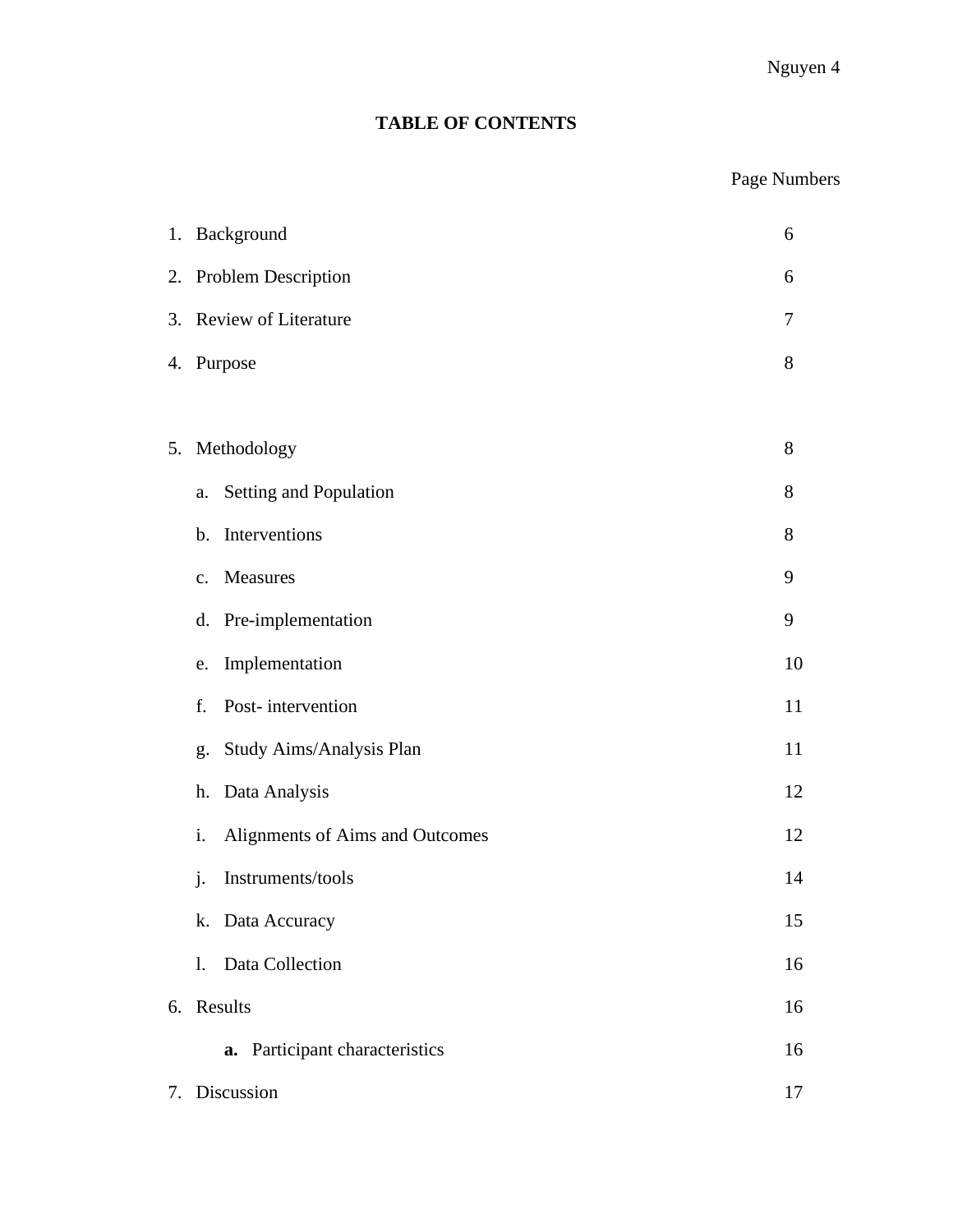# TABLE OF CONTENTS

| | Page Numbers |
|---|---|
| 1. Background | 6 |
| 2. Problem Description | 6 |
| 3. Review of Literature | 7 |
| 4. Purpose | 8 |
| 5. Methodology | 8 |
| a. Setting and Population | 8 |
| b. Interventions | 8 |
| c. Measures | 9 |
| d. Pre-implementation | 9 |
| e. Implementation | 10 |
| f. Post- intervention | 11 |
| g. Study Aims/Analysis Plan | 11 |
| h. Data Analysis | 12 |
| i. Alignments of Aims and Outcomes | 12 |
| j. Instruments/tools | 14 |
| k. Data Accuracy | 15 |
| l. Data Collection | 16 |
| 6. Results | 16 |
| **a.** Participant characteristics | 16 |
| 7. Discussion | 17 |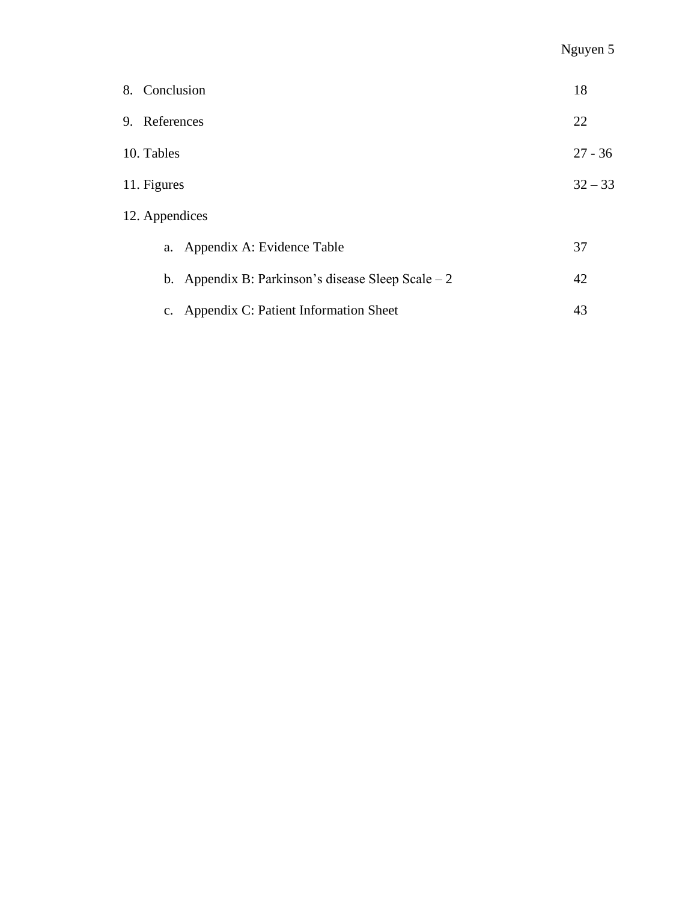8. Conclusion 18
9. References 22
10. Tables 27 - 36
11. Figures 32 – 33
12. Appendices
    a. Appendix A: Evidence Table 37
    b. Appendix B: Parkinson's disease Sleep Scale – 2 42
    c. Appendix C: Patient Information Sheet 43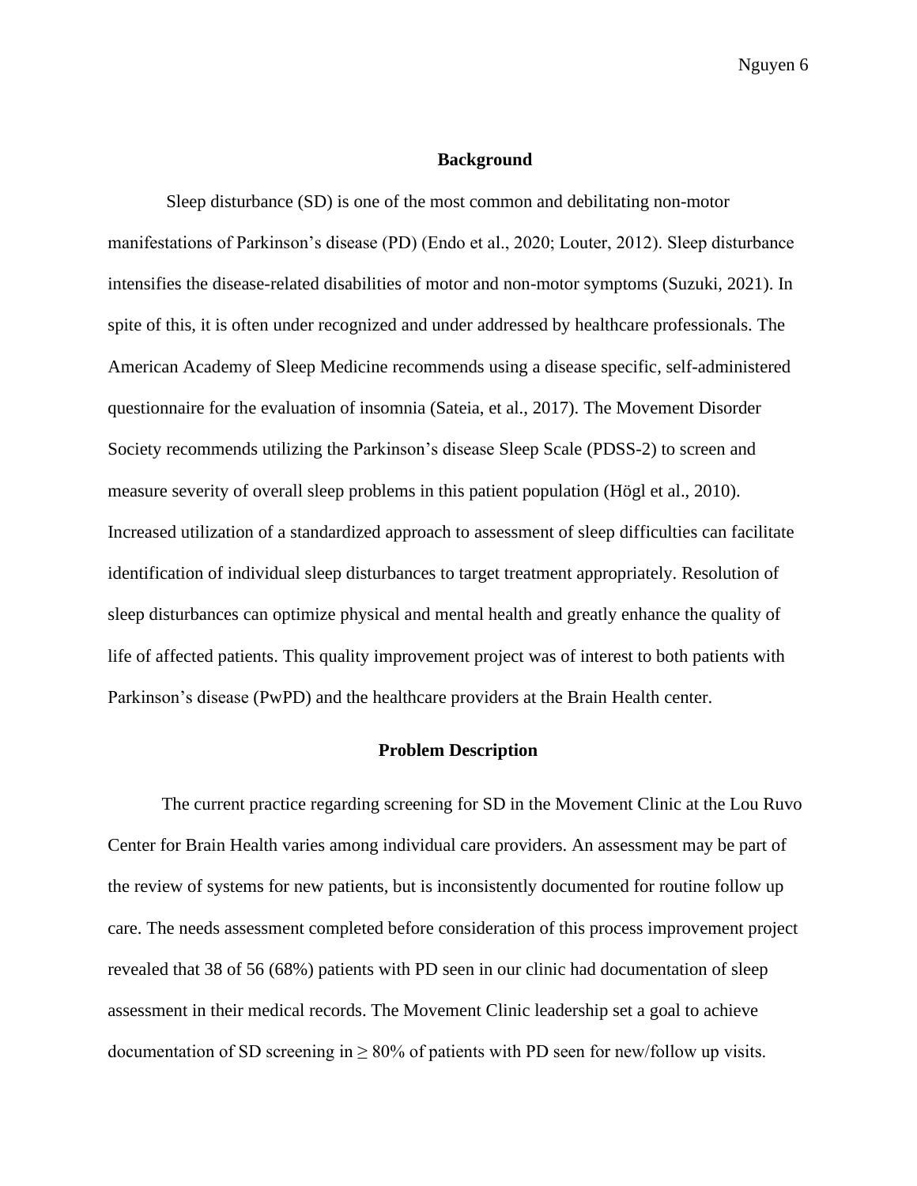## Background

Sleep disturbance (SD) is one of the most common and debilitating non-motor manifestations of Parkinson's disease (PD) (Endo et al., 2020; Louter, 2012). Sleep disturbance intensifies the disease-related disabilities of motor and non-motor symptoms (Suzuki, 2021). In spite of this, it is often under recognized and under addressed by healthcare professionals. The American Academy of Sleep Medicine recommends using a disease specific, self-administered questionnaire for the evaluation of insomnia (Sateia, et al., 2017). The Movement Disorder Society recommends utilizing the Parkinson's disease Sleep Scale (PDSS-2) to screen and measure severity of overall sleep problems in this patient population (Högl et al., 2010). Increased utilization of a standardized approach to assessment of sleep difficulties can facilitate identification of individual sleep disturbances to target treatment appropriately. Resolution of sleep disturbances can optimize physical and mental health and greatly enhance the quality of life of affected patients. This quality improvement project was of interest to both patients with Parkinson's disease (PwPD) and the healthcare providers at the Brain Health center.

## Problem Description

The current practice regarding screening for SD in the Movement Clinic at the Lou Ruvo Center for Brain Health varies among individual care providers. An assessment may be part of the review of systems for new patients, but is inconsistently documented for routine follow up care. The needs assessment completed before consideration of this process improvement project revealed that 38 of 56 (68%) patients with PD seen in our clinic had documentation of sleep assessment in their medical records. The Movement Clinic leadership set a goal to achieve documentation of SD screening in ≥ 80% of patients with PD seen for new/follow up visits.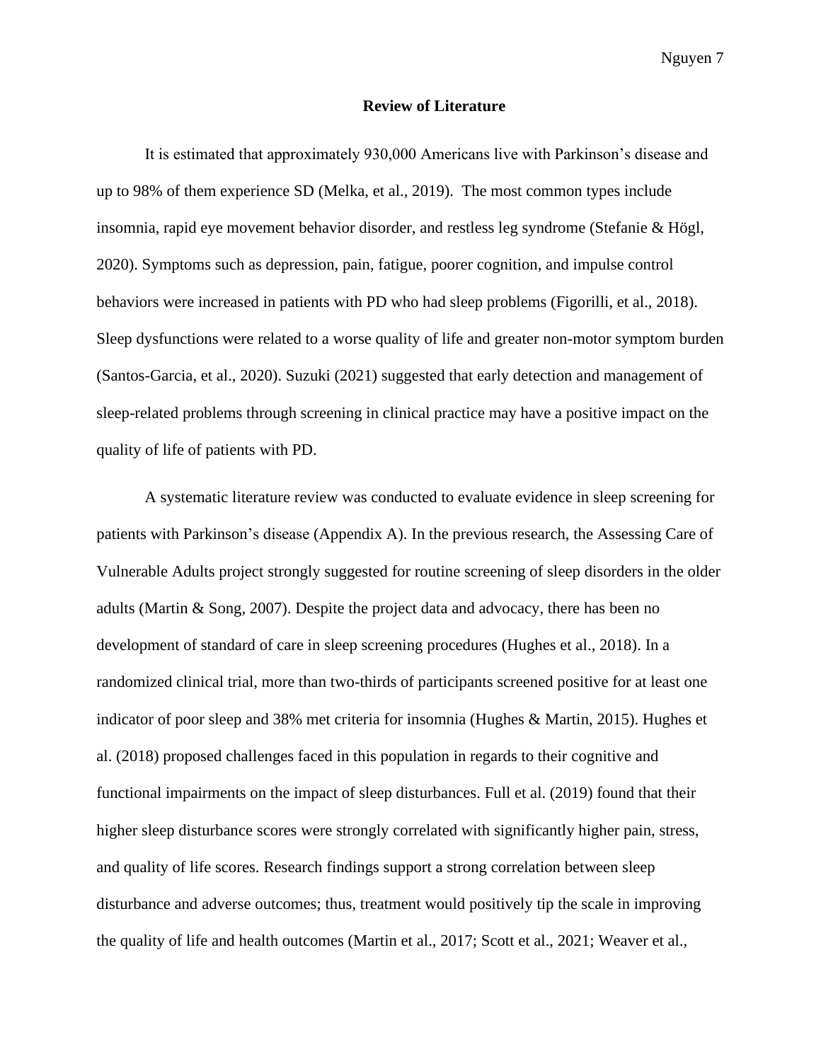## Review of Literature

It is estimated that approximately 930,000 Americans live with Parkinson's disease and up to 98% of them experience SD (Melka, et al., 2019). The most common types include insomnia, rapid eye movement behavior disorder, and restless leg syndrome (Stefanie & Högl, 2020). Symptoms such as depression, pain, fatigue, poorer cognition, and impulse control behaviors were increased in patients with PD who had sleep problems (Figorilli, et al., 2018). Sleep dysfunctions were related to a worse quality of life and greater non-motor symptom burden (Santos-Garcia, et al., 2020). Suzuki (2021) suggested that early detection and management of sleep-related problems through screening in clinical practice may have a positive impact on the quality of life of patients with PD.

A systematic literature review was conducted to evaluate evidence in sleep screening for patients with Parkinson's disease (Appendix A). In the previous research, the Assessing Care of Vulnerable Adults project strongly suggested for routine screening of sleep disorders in the older adults (Martin & Song, 2007). Despite the project data and advocacy, there has been no development of standard of care in sleep screening procedures (Hughes et al., 2018). In a randomized clinical trial, more than two-thirds of participants screened positive for at least one indicator of poor sleep and 38% met criteria for insomnia (Hughes & Martin, 2015). Hughes et al. (2018) proposed challenges faced in this population in regards to their cognitive and functional impairments on the impact of sleep disturbances. Full et al. (2019) found that their higher sleep disturbance scores were strongly correlated with significantly higher pain, stress, and quality of life scores. Research findings support a strong correlation between sleep disturbance and adverse outcomes; thus, treatment would positively tip the scale in improving the quality of life and health outcomes (Martin et al., 2017; Scott et al., 2021; Weaver et al.,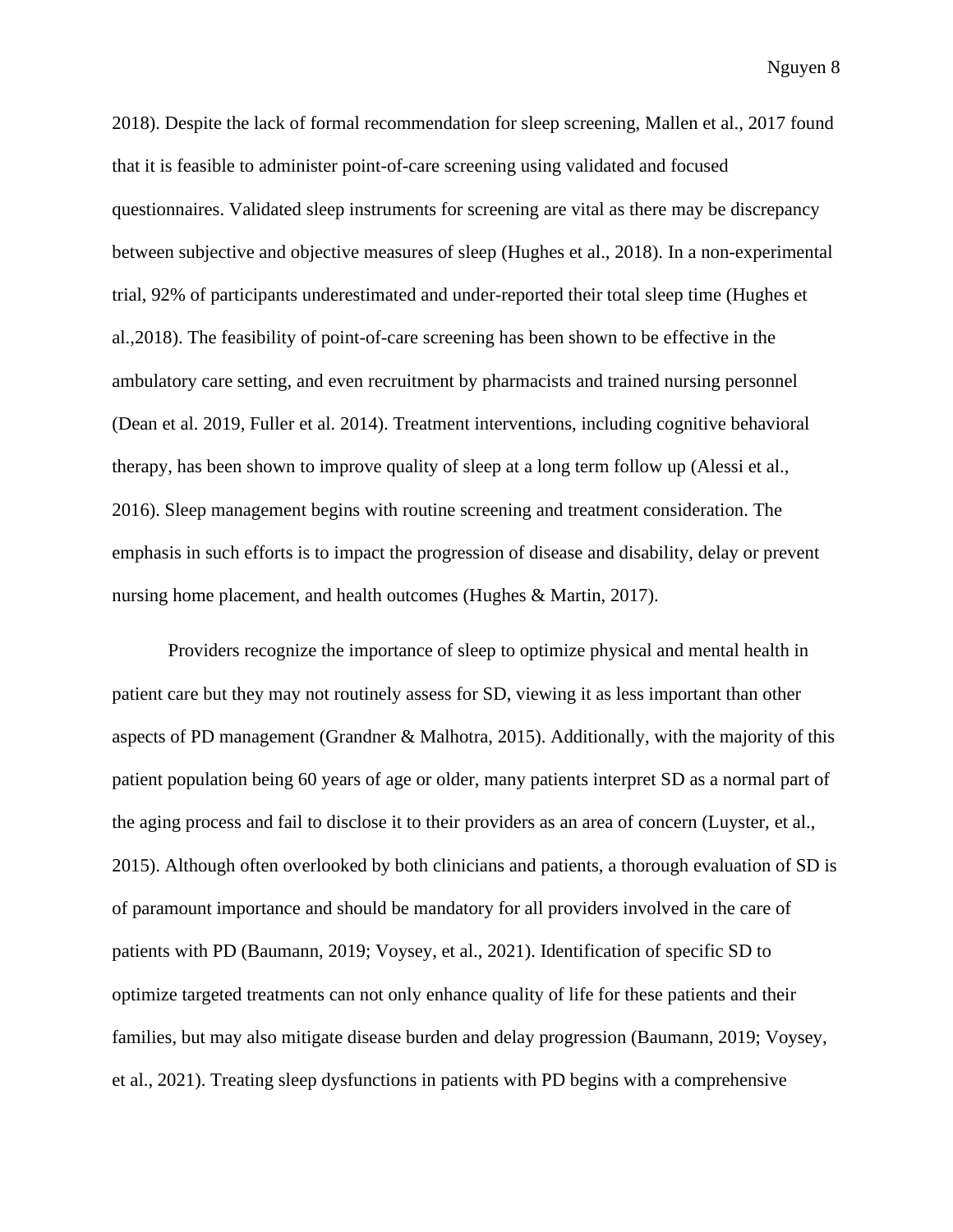2018). Despite the lack of formal recommendation for sleep screening, Mallen et al., 2017 found that it is feasible to administer point-of-care screening using validated and focused questionnaires. Validated sleep instruments for screening are vital as there may be discrepancy between subjective and objective measures of sleep (Hughes et al., 2018). In a non-experimental trial, 92% of participants underestimated and under-reported their total sleep time (Hughes et al.,2018). The feasibility of point-of-care screening has been shown to be effective in the ambulatory care setting, and even recruitment by pharmacists and trained nursing personnel (Dean et al. 2019, Fuller et al. 2014). Treatment interventions, including cognitive behavioral therapy, has been shown to improve quality of sleep at a long term follow up (Alessi et al., 2016). Sleep management begins with routine screening and treatment consideration. The emphasis in such efforts is to impact the progression of disease and disability, delay or prevent nursing home placement, and health outcomes (Hughes & Martin, 2017).

Providers recognize the importance of sleep to optimize physical and mental health in patient care but they may not routinely assess for SD, viewing it as less important than other aspects of PD management (Grandner & Malhotra, 2015). Additionally, with the majority of this patient population being 60 years of age or older, many patients interpret SD as a normal part of the aging process and fail to disclose it to their providers as an area of concern (Luyster, et al., 2015). Although often overlooked by both clinicians and patients, a thorough evaluation of SD is of paramount importance and should be mandatory for all providers involved in the care of patients with PD (Baumann, 2019; Voysey, et al., 2021). Identification of specific SD to optimize targeted treatments can not only enhance quality of life for these patients and their families, but may also mitigate disease burden and delay progression (Baumann, 2019; Voysey, et al., 2021). Treating sleep dysfunctions in patients with PD begins with a comprehensive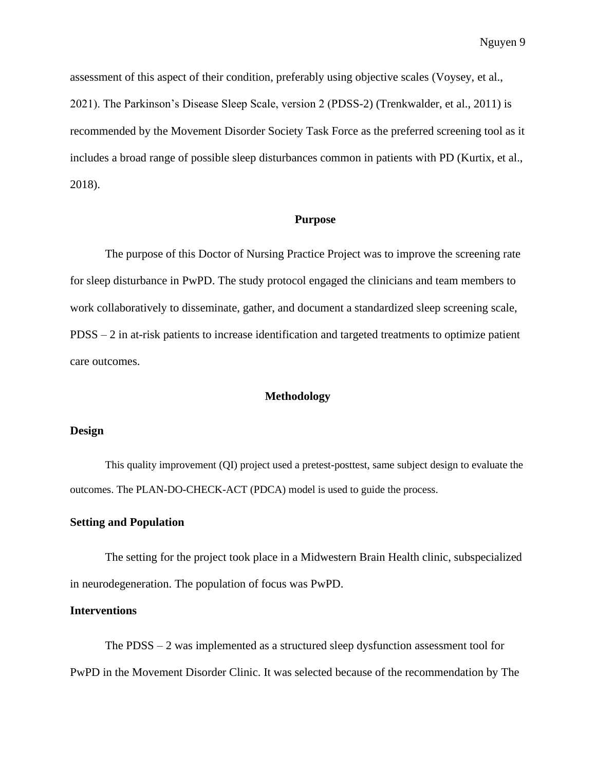assessment of this aspect of their condition, preferably using objective scales (Voysey, et al., 2021). The Parkinson's Disease Sleep Scale, version 2 (PDSS-2) (Trenkwalder, et al., 2011) is recommended by the Movement Disorder Society Task Force as the preferred screening tool as it includes a broad range of possible sleep disturbances common in patients with PD (Kurtix, et al., 2018).

## Purpose

The purpose of this Doctor of Nursing Practice Project was to improve the screening rate for sleep disturbance in PwPD. The study protocol engaged the clinicians and team members to work collaboratively to disseminate, gather, and document a standardized sleep screening scale, PDSS – 2 in at-risk patients to increase identification and targeted treatments to optimize patient care outcomes.

## Methodology

### Design

This quality improvement (QI) project used a pretest-posttest, same subject design to evaluate the outcomes. The PLAN-DO-CHECK-ACT (PDCA) model is used to guide the process.

### Setting and Population

The setting for the project took place in a Midwestern Brain Health clinic, subspecialized in neurodegeneration. The population of focus was PwPD.

### Interventions

The PDSS – 2 was implemented as a structured sleep dysfunction assessment tool for PwPD in the Movement Disorder Clinic. It was selected because of the recommendation by The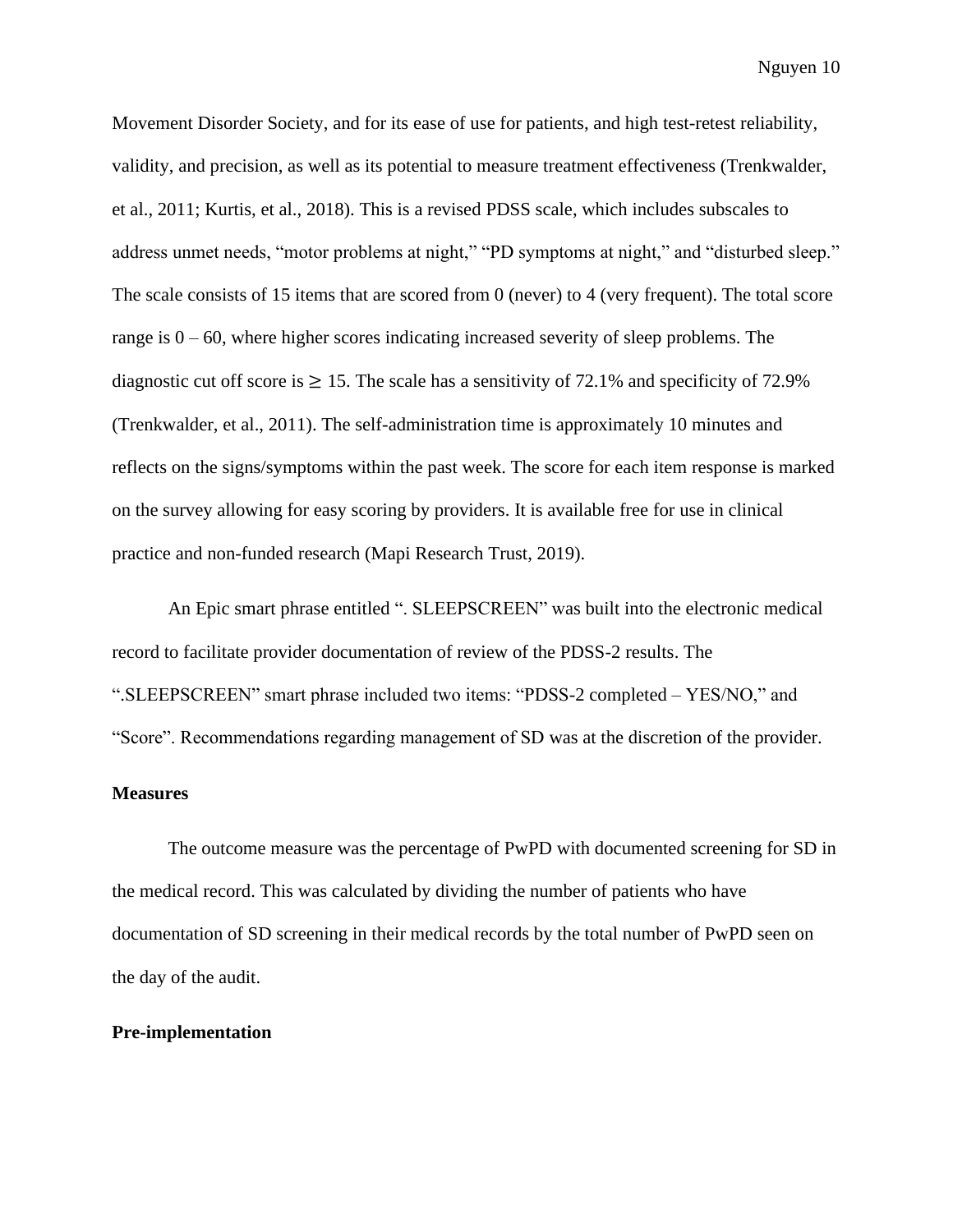Movement Disorder Society, and for its ease of use for patients, and high test-retest reliability, validity, and precision, as well as its potential to measure treatment effectiveness (Trenkwalder, et al., 2011; Kurtis, et al., 2018). This is a revised PDSS scale, which includes subscales to address unmet needs, "motor problems at night," "PD symptoms at night," and "disturbed sleep." The scale consists of 15 items that are scored from 0 (never) to 4 (very frequent). The total score range is 0 – 60, where higher scores indicating increased severity of sleep problems. The diagnostic cut off score is $\geq$ 15. The scale has a sensitivity of 72.1% and specificity of 72.9% (Trenkwalder, et al., 2011). The self-administration time is approximately 10 minutes and reflects on the signs/symptoms within the past week. The score for each item response is marked on the survey allowing for easy scoring by providers. It is available free for use in clinical practice and non-funded research (Mapi Research Trust, 2019).

An Epic smart phrase entitled ". SLEEPSCREEN" was built into the electronic medical record to facilitate provider documentation of review of the PDSS-2 results. The ".SLEEPSCREEN" smart phrase included two items: "PDSS-2 completed – YES/NO," and "Score". Recommendations regarding management of SD was at the discretion of the provider.

**Measures**

The outcome measure was the percentage of PwPD with documented screening for SD in the medical record. This was calculated by dividing the number of patients who have documentation of SD screening in their medical records by the total number of PwPD seen on the day of the audit.

**Pre-implementation**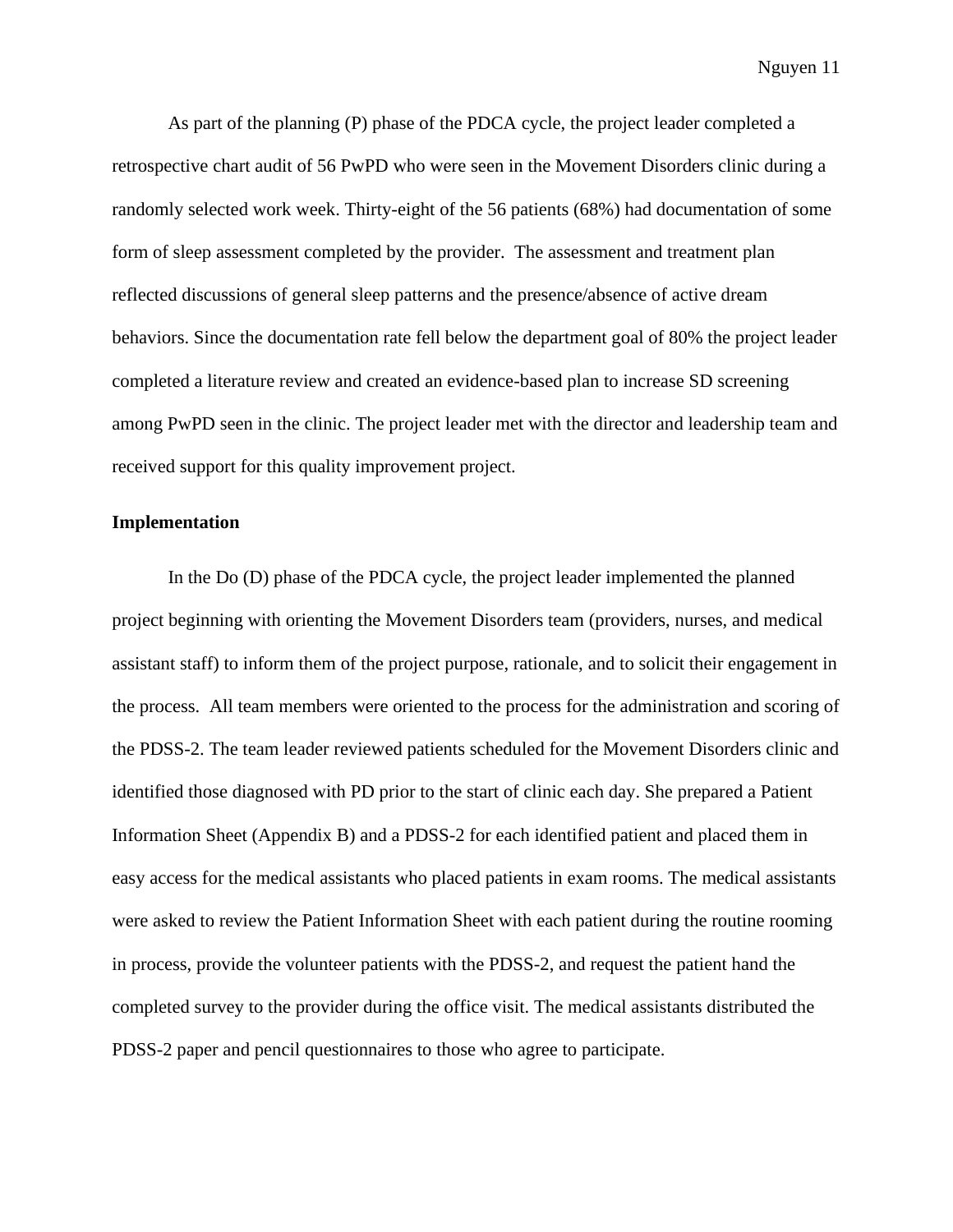As part of the planning (P) phase of the PDCA cycle, the project leader completed a retrospective chart audit of 56 PwPD who were seen in the Movement Disorders clinic during a randomly selected work week. Thirty-eight of the 56 patients (68%) had documentation of some form of sleep assessment completed by the provider. The assessment and treatment plan reflected discussions of general sleep patterns and the presence/absence of active dream behaviors. Since the documentation rate fell below the department goal of 80% the project leader completed a literature review and created an evidence-based plan to increase SD screening among PwPD seen in the clinic. The project leader met with the director and leadership team and received support for this quality improvement project.

**Implementation**

In the Do (D) phase of the PDCA cycle, the project leader implemented the planned project beginning with orienting the Movement Disorders team (providers, nurses, and medical assistant staff) to inform them of the project purpose, rationale, and to solicit their engagement in the process. All team members were oriented to the process for the administration and scoring of the PDSS-2. The team leader reviewed patients scheduled for the Movement Disorders clinic and identified those diagnosed with PD prior to the start of clinic each day. She prepared a Patient Information Sheet (Appendix B) and a PDSS-2 for each identified patient and placed them in easy access for the medical assistants who placed patients in exam rooms. The medical assistants were asked to review the Patient Information Sheet with each patient during the routine rooming in process, provide the volunteer patients with the PDSS-2, and request the patient hand the completed survey to the provider during the office visit. The medical assistants distributed the PDSS-2 paper and pencil questionnaires to those who agree to participate.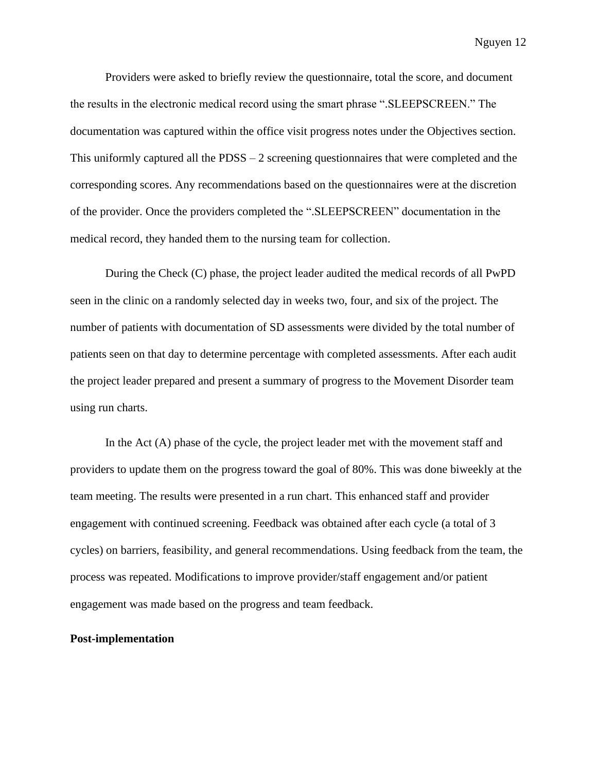Providers were asked to briefly review the questionnaire, total the score, and document the results in the electronic medical record using the smart phrase ".SLEEPSCREEN." The documentation was captured within the office visit progress notes under the Objectives section. This uniformly captured all the PDSS – 2 screening questionnaires that were completed and the corresponding scores. Any recommendations based on the questionnaires were at the discretion of the provider. Once the providers completed the ".SLEEPSCREEN" documentation in the medical record, they handed them to the nursing team for collection.

During the Check (C) phase, the project leader audited the medical records of all PwPD seen in the clinic on a randomly selected day in weeks two, four, and six of the project. The number of patients with documentation of SD assessments were divided by the total number of patients seen on that day to determine percentage with completed assessments. After each audit the project leader prepared and present a summary of progress to the Movement Disorder team using run charts.

In the Act (A) phase of the cycle, the project leader met with the movement staff and providers to update them on the progress toward the goal of 80%. This was done biweekly at the team meeting. The results were presented in a run chart. This enhanced staff and provider engagement with continued screening. Feedback was obtained after each cycle (a total of 3 cycles) on barriers, feasibility, and general recommendations. Using feedback from the team, the process was repeated. Modifications to improve provider/staff engagement and/or patient engagement was made based on the progress and team feedback.

**Post-implementation**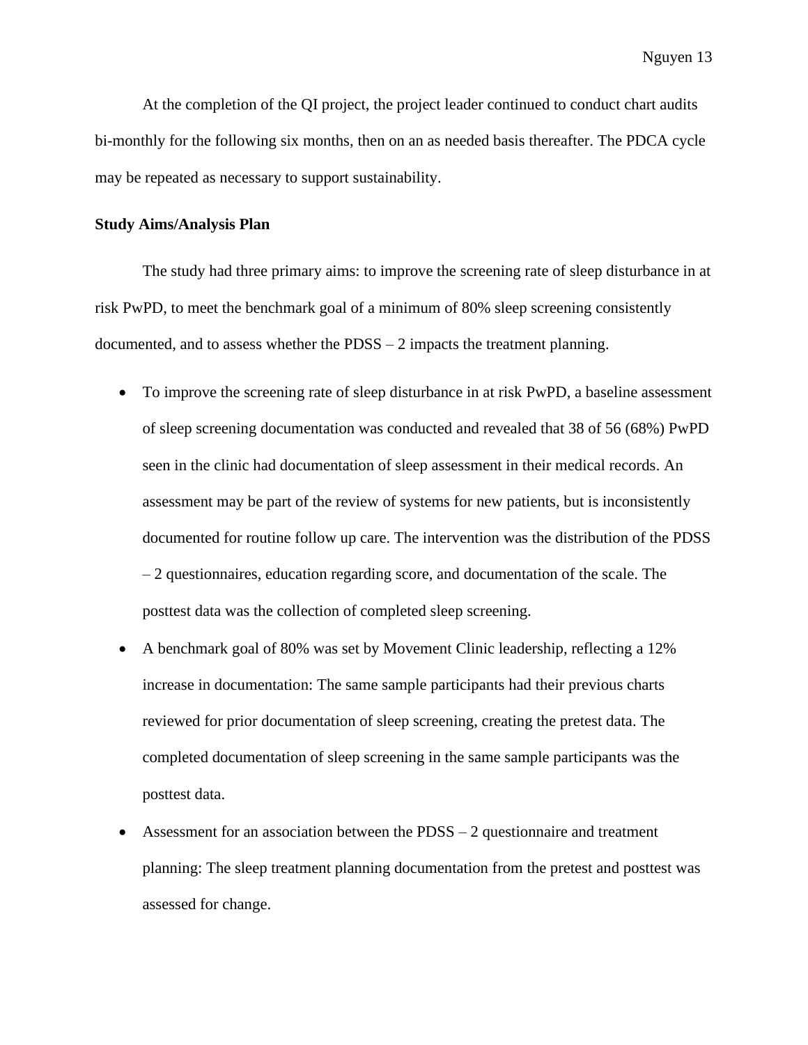At the completion of the QI project, the project leader continued to conduct chart audits bi-monthly for the following six months, then on an as needed basis thereafter. The PDCA cycle may be repeated as necessary to support sustainability.

**Study Aims/Analysis Plan**

The study had three primary aims: to improve the screening rate of sleep disturbance in at risk PwPD, to meet the benchmark goal of a minimum of 80% sleep screening consistently documented, and to assess whether the PDSS – 2 impacts the treatment planning.

- To improve the screening rate of sleep disturbance in at risk PwPD, a baseline assessment of sleep screening documentation was conducted and revealed that 38 of 56 (68%) PwPD seen in the clinic had documentation of sleep assessment in their medical records. An assessment may be part of the review of systems for new patients, but is inconsistently documented for routine follow up care. The intervention was the distribution of the PDSS – 2 questionnaires, education regarding score, and documentation of the scale. The posttest data was the collection of completed sleep screening.
- A benchmark goal of 80% was set by Movement Clinic leadership, reflecting a 12% increase in documentation: The same sample participants had their previous charts reviewed for prior documentation of sleep screening, creating the pretest data. The completed documentation of sleep screening in the same sample participants was the posttest data.
- Assessment for an association between the PDSS – 2 questionnaire and treatment planning: The sleep treatment planning documentation from the pretest and posttest was assessed for change.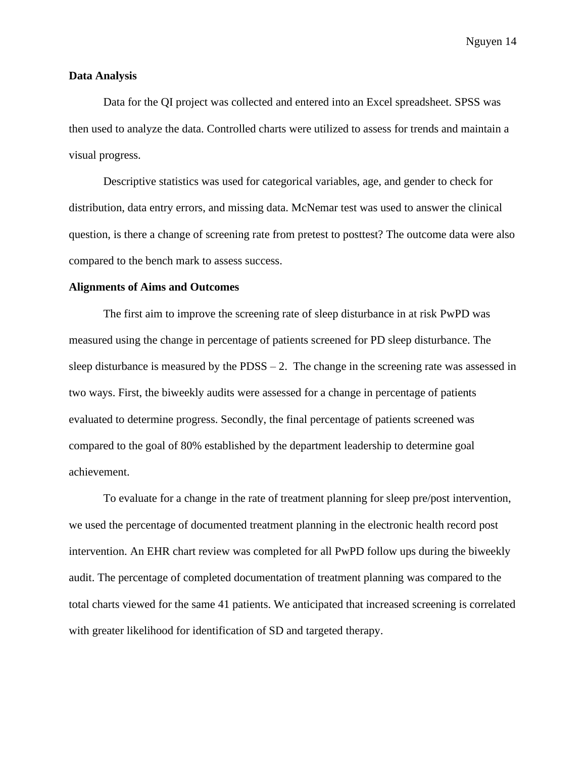**Data Analysis**

Data for the QI project was collected and entered into an Excel spreadsheet. SPSS was then used to analyze the data. Controlled charts were utilized to assess for trends and maintain a visual progress.

Descriptive statistics was used for categorical variables, age, and gender to check for distribution, data entry errors, and missing data. McNemar test was used to answer the clinical question, is there a change of screening rate from pretest to posttest? The outcome data were also compared to the bench mark to assess success.

**Alignments of Aims and Outcomes**

The first aim to improve the screening rate of sleep disturbance in at risk PwPD was measured using the change in percentage of patients screened for PD sleep disturbance. The sleep disturbance is measured by the PDSS – 2. The change in the screening rate was assessed in two ways. First, the biweekly audits were assessed for a change in percentage of patients evaluated to determine progress. Secondly, the final percentage of patients screened was compared to the goal of 80% established by the department leadership to determine goal achievement.

To evaluate for a change in the rate of treatment planning for sleep pre/post intervention, we used the percentage of documented treatment planning in the electronic health record post intervention. An EHR chart review was completed for all PwPD follow ups during the biweekly audit. The percentage of completed documentation of treatment planning was compared to the total charts viewed for the same 41 patients. We anticipated that increased screening is correlated with greater likelihood for identification of SD and targeted therapy.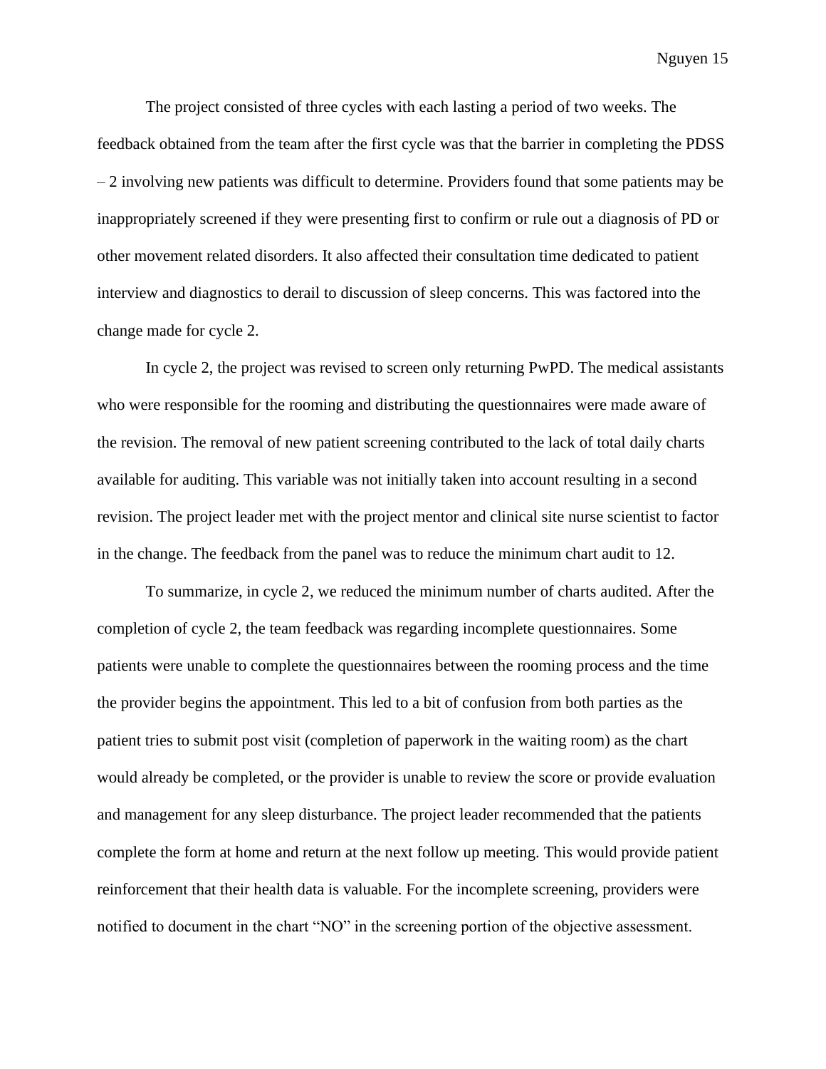The project consisted of three cycles with each lasting a period of two weeks. The feedback obtained from the team after the first cycle was that the barrier in completing the PDSS – 2 involving new patients was difficult to determine. Providers found that some patients may be inappropriately screened if they were presenting first to confirm or rule out a diagnosis of PD or other movement related disorders. It also affected their consultation time dedicated to patient interview and diagnostics to derail to discussion of sleep concerns. This was factored into the change made for cycle 2.

In cycle 2, the project was revised to screen only returning PwPD. The medical assistants who were responsible for the rooming and distributing the questionnaires were made aware of the revision. The removal of new patient screening contributed to the lack of total daily charts available for auditing. This variable was not initially taken into account resulting in a second revision. The project leader met with the project mentor and clinical site nurse scientist to factor in the change. The feedback from the panel was to reduce the minimum chart audit to 12.

To summarize, in cycle 2, we reduced the minimum number of charts audited. After the completion of cycle 2, the team feedback was regarding incomplete questionnaires. Some patients were unable to complete the questionnaires between the rooming process and the time the provider begins the appointment. This led to a bit of confusion from both parties as the patient tries to submit post visit (completion of paperwork in the waiting room) as the chart would already be completed, or the provider is unable to review the score or provide evaluation and management for any sleep disturbance. The project leader recommended that the patients complete the form at home and return at the next follow up meeting. This would provide patient reinforcement that their health data is valuable. For the incomplete screening, providers were notified to document in the chart "NO" in the screening portion of the objective assessment.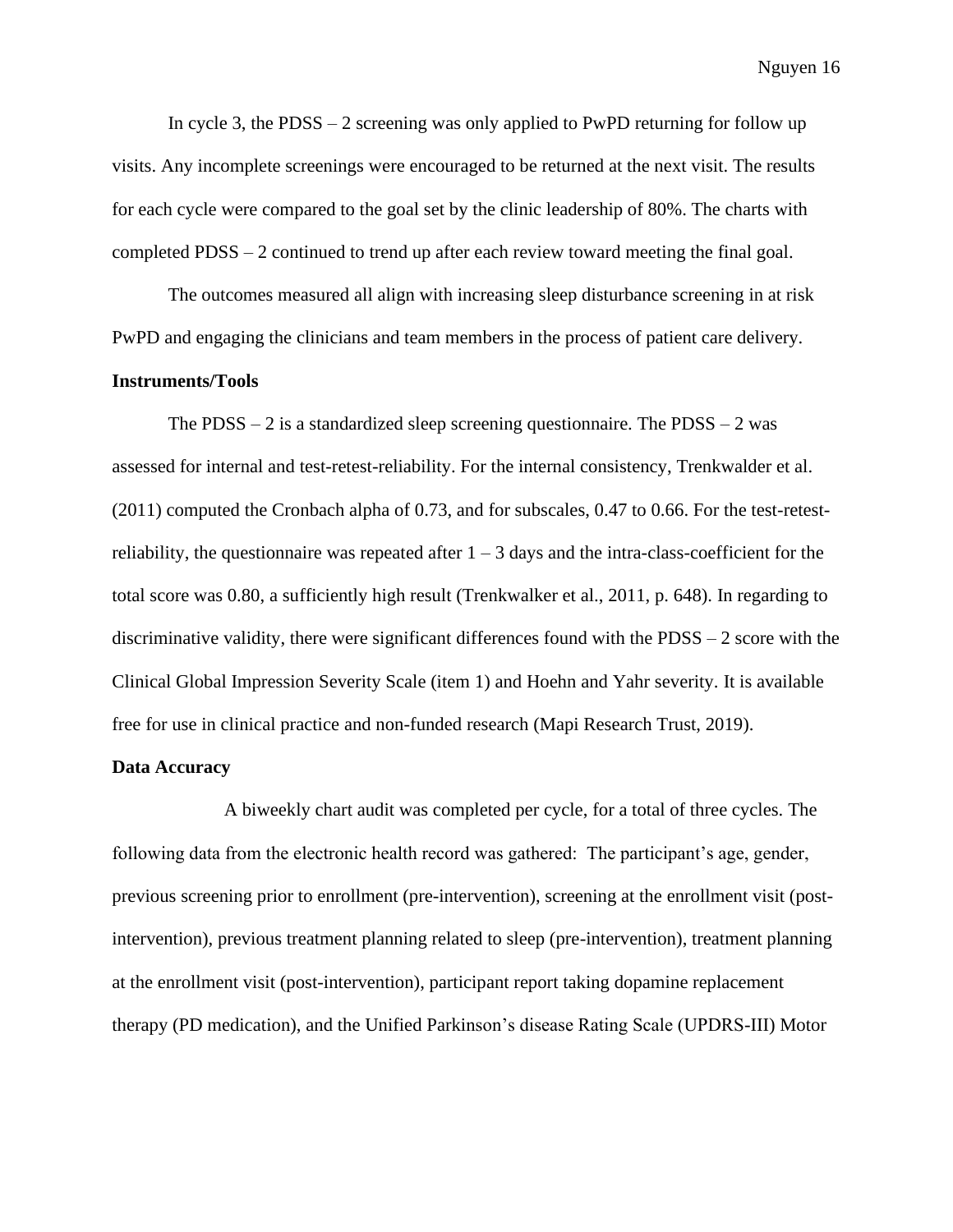In cycle 3, the PDSS – 2 screening was only applied to PwPD returning for follow up visits. Any incomplete screenings were encouraged to be returned at the next visit. The results for each cycle were compared to the goal set by the clinic leadership of 80%. The charts with completed PDSS – 2 continued to trend up after each review toward meeting the final goal.

The outcomes measured all align with increasing sleep disturbance screening in at risk PwPD and engaging the clinicians and team members in the process of patient care delivery.

**Instruments/Tools**

The PDSS – 2 is a standardized sleep screening questionnaire. The PDSS – 2 was assessed for internal and test-retest-reliability. For the internal consistency, Trenkwalder et al. (2011) computed the Cronbach alpha of 0.73, and for subscales, 0.47 to 0.66. For the test-retest-reliability, the questionnaire was repeated after 1 – 3 days and the intra-class-coefficient for the total score was 0.80, a sufficiently high result (Trenkwalker et al., 2011, p. 648). In regarding to discriminative validity, there were significant differences found with the PDSS – 2 score with the Clinical Global Impression Severity Scale (item 1) and Hoehn and Yahr severity. It is available free for use in clinical practice and non-funded research (Mapi Research Trust, 2019).

**Data Accuracy**

A biweekly chart audit was completed per cycle, for a total of three cycles. The following data from the electronic health record was gathered: The participant's age, gender, previous screening prior to enrollment (pre-intervention), screening at the enrollment visit (post-intervention), previous treatment planning related to sleep (pre-intervention), treatment planning at the enrollment visit (post-intervention), participant report taking dopamine replacement therapy (PD medication), and the Unified Parkinson's disease Rating Scale (UPDRS-III) Motor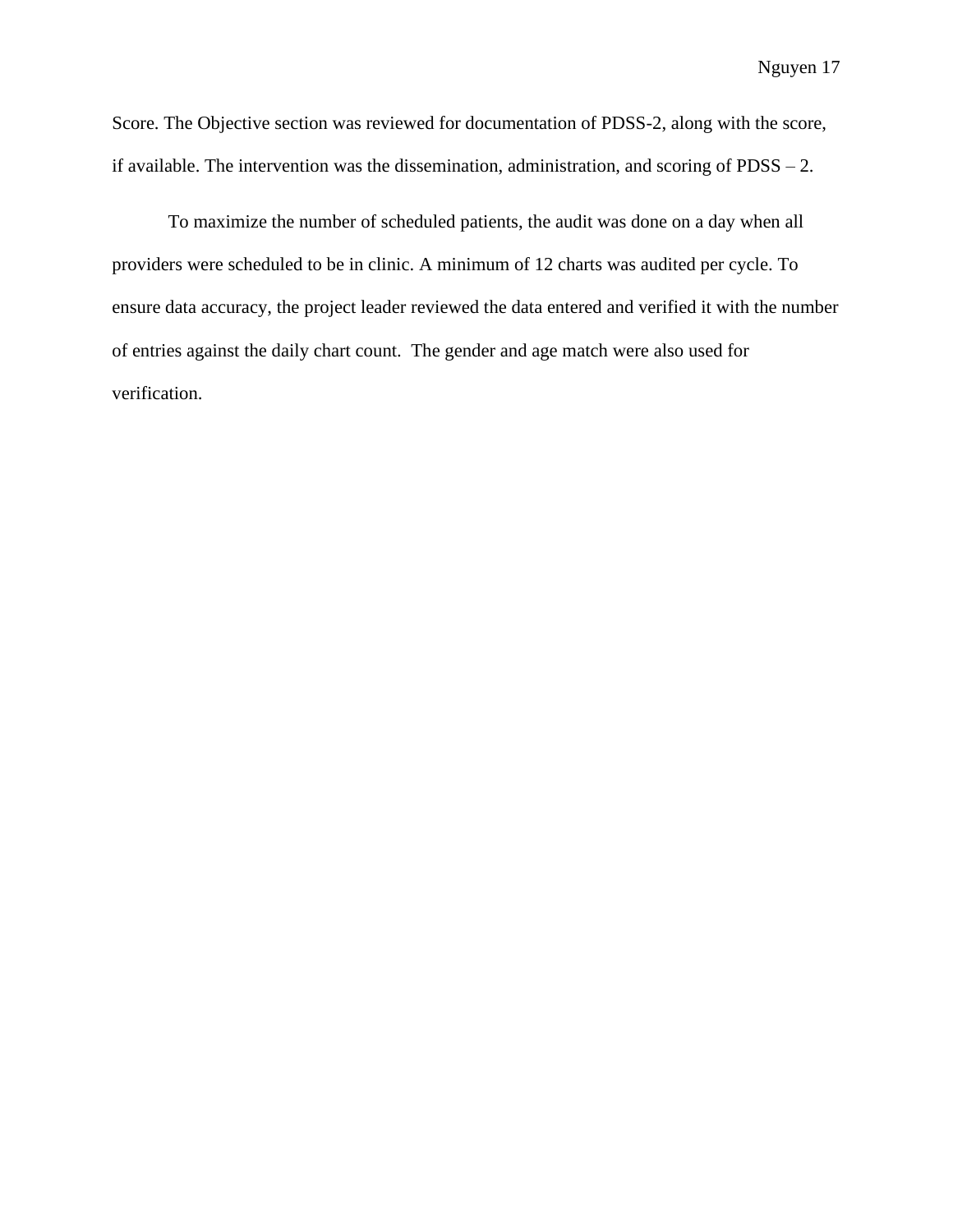Score. The Objective section was reviewed for documentation of PDSS-2, along with the score, if available. The intervention was the dissemination, administration, and scoring of PDSS – 2.

To maximize the number of scheduled patients, the audit was done on a day when all providers were scheduled to be in clinic. A minimum of 12 charts was audited per cycle. To ensure data accuracy, the project leader reviewed the data entered and verified it with the number of entries against the daily chart count. The gender and age match were also used for verification.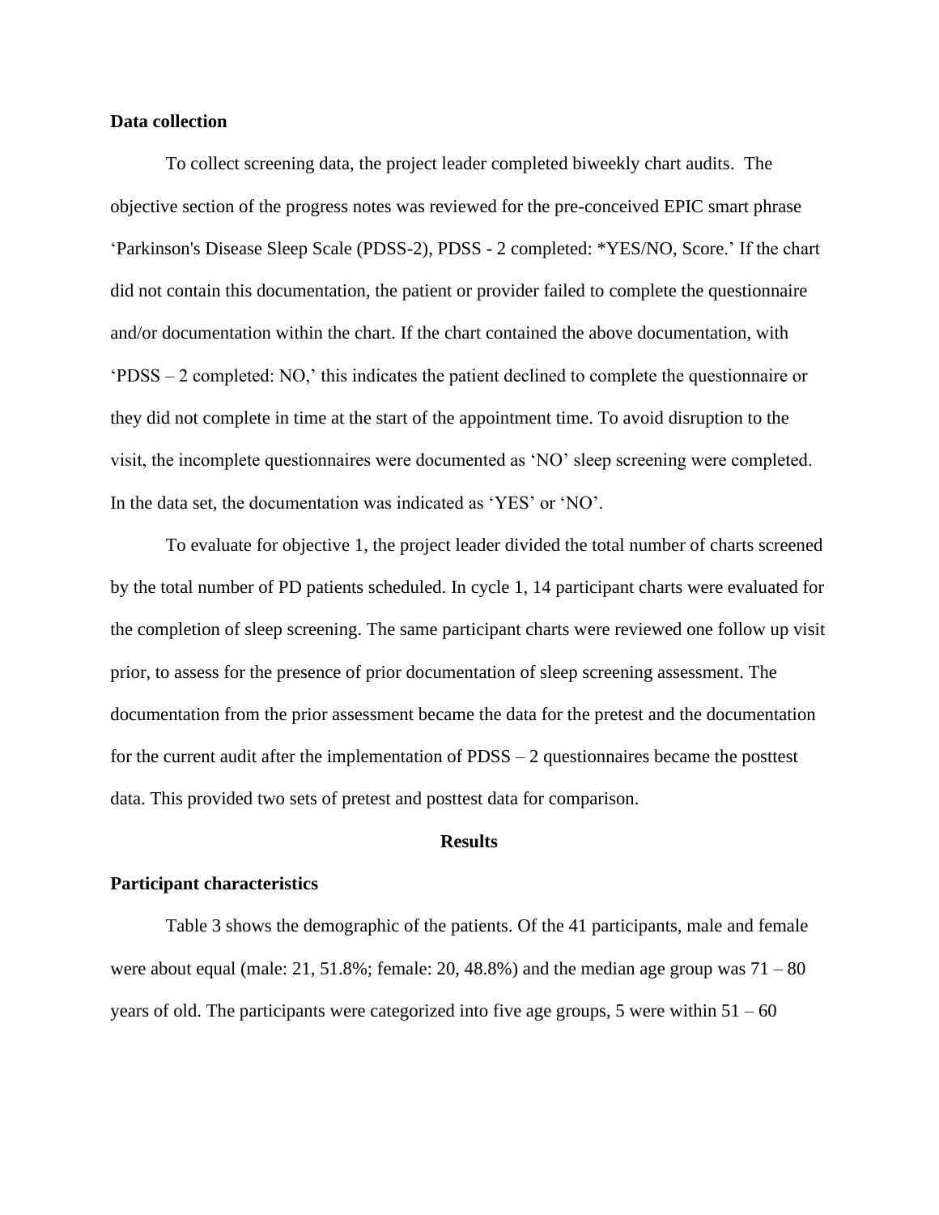**Data collection**

To collect screening data, the project leader completed biweekly chart audits. The objective section of the progress notes was reviewed for the pre-conceived EPIC smart phrase 'Parkinson's Disease Sleep Scale (PDSS-2), PDSS - 2 completed: *YES/NO, Score.' If the chart did not contain this documentation, the patient or provider failed to complete the questionnaire and/or documentation within the chart. If the chart contained the above documentation, with 'PDSS – 2 completed: NO,' this indicates the patient declined to complete the questionnaire or they did not complete in time at the start of the appointment time. To avoid disruption to the visit, the incomplete questionnaires were documented as 'NO' sleep screening were completed. In the data set, the documentation was indicated as 'YES' or 'NO'.

To evaluate for objective 1, the project leader divided the total number of charts screened by the total number of PD patients scheduled. In cycle 1, 14 participant charts were evaluated for the completion of sleep screening. The same participant charts were reviewed one follow up visit prior, to assess for the presence of prior documentation of sleep screening assessment. The documentation from the prior assessment became the data for the pretest and the documentation for the current audit after the implementation of PDSS – 2 questionnaires became the posttest data. This provided two sets of pretest and posttest data for comparison.

## Results

**Participant characteristics**

Table 3 shows the demographic of the patients. Of the 41 participants, male and female were about equal (male: 21, 51.8%; female: 20, 48.8%) and the median age group was 71 – 80 years of old. The participants were categorized into five age groups, 5 were within 51 – 60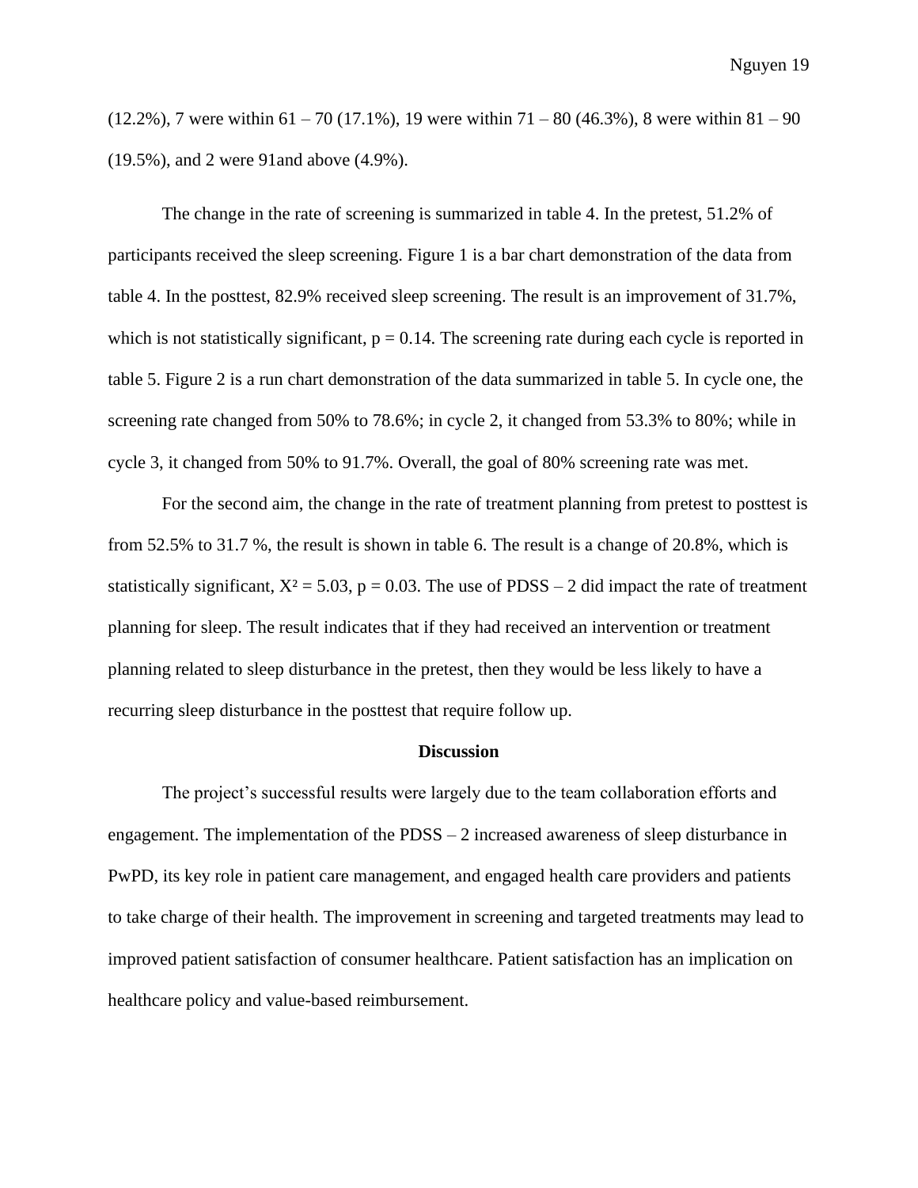(12.2%), 7 were within 61 – 70 (17.1%), 19 were within 71 – 80 (46.3%), 8 were within 81 – 90 (19.5%), and 2 were 91and above (4.9%).

The change in the rate of screening is summarized in table 4. In the pretest, 51.2% of participants received the sleep screening. Figure 1 is a bar chart demonstration of the data from table 4. In the posttest, 82.9% received sleep screening. The result is an improvement of 31.7%, which is not statistically significant, $p = 0.14$. The screening rate during each cycle is reported in table 5. Figure 2 is a run chart demonstration of the data summarized in table 5. In cycle one, the screening rate changed from 50% to 78.6%; in cycle 2, it changed from 53.3% to 80%; while in cycle 3, it changed from 50% to 91.7%. Overall, the goal of 80% screening rate was met.

For the second aim, the change in the rate of treatment planning from pretest to posttest is from 52.5% to 31.7 %, the result is shown in table 6. The result is a change of 20.8%, which is statistically significant, $X^2 = 5.03$, $p = 0.03$. The use of PDSS – 2 did impact the rate of treatment planning for sleep. The result indicates that if they had received an intervention or treatment planning related to sleep disturbance in the pretest, then they would be less likely to have a recurring sleep disturbance in the posttest that require follow up.

## Discussion

The project's successful results were largely due to the team collaboration efforts and engagement. The implementation of the PDSS – 2 increased awareness of sleep disturbance in PwPD, its key role in patient care management, and engaged health care providers and patients to take charge of their health. The improvement in screening and targeted treatments may lead to improved patient satisfaction of consumer healthcare. Patient satisfaction has an implication on healthcare policy and value-based reimbursement.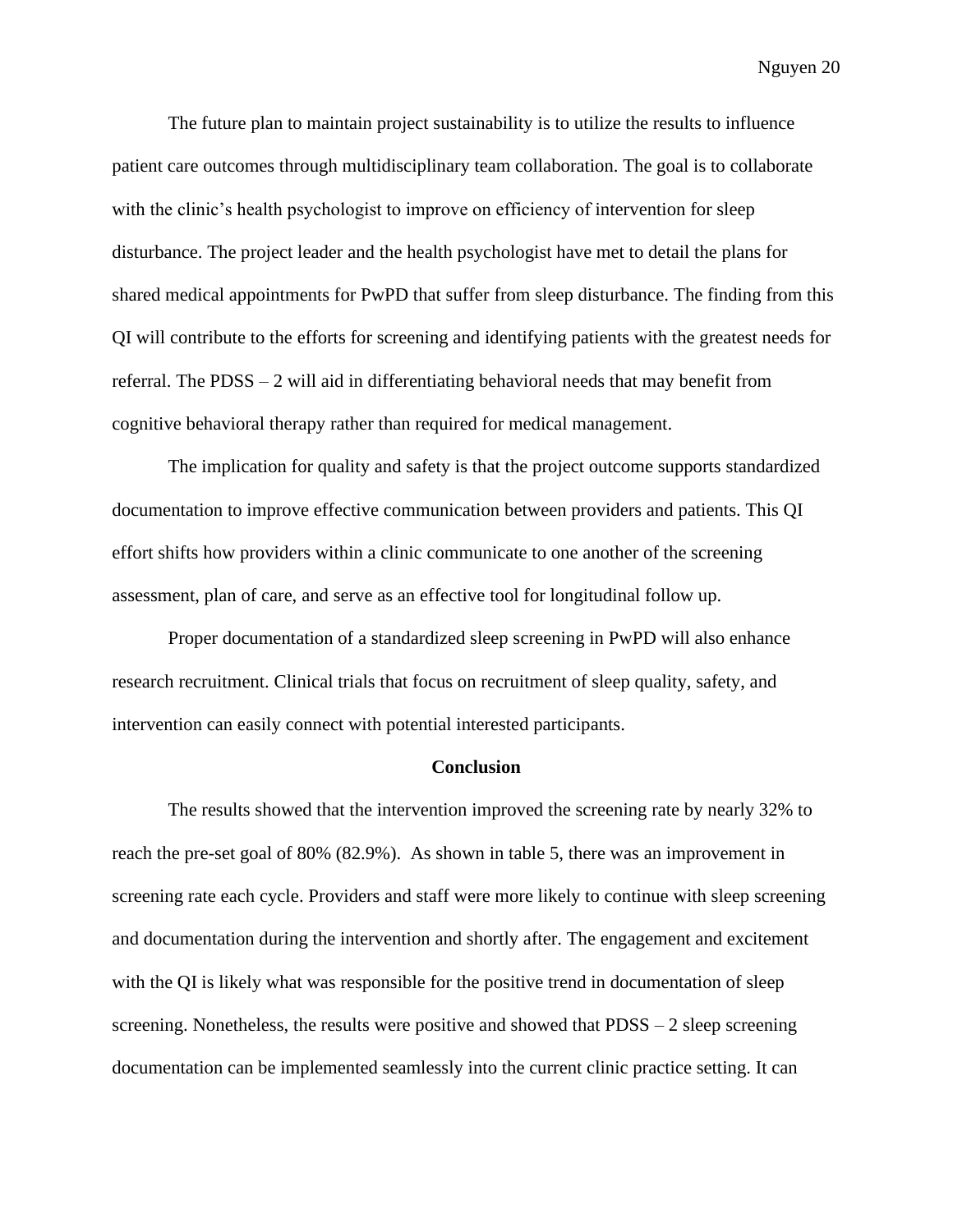The future plan to maintain project sustainability is to utilize the results to influence patient care outcomes through multidisciplinary team collaboration. The goal is to collaborate with the clinic's health psychologist to improve on efficiency of intervention for sleep disturbance. The project leader and the health psychologist have met to detail the plans for shared medical appointments for PwPD that suffer from sleep disturbance. The finding from this QI will contribute to the efforts for screening and identifying patients with the greatest needs for referral. The PDSS – 2 will aid in differentiating behavioral needs that may benefit from cognitive behavioral therapy rather than required for medical management.

The implication for quality and safety is that the project outcome supports standardized documentation to improve effective communication between providers and patients. This QI effort shifts how providers within a clinic communicate to one another of the screening assessment, plan of care, and serve as an effective tool for longitudinal follow up.

Proper documentation of a standardized sleep screening in PwPD will also enhance research recruitment. Clinical trials that focus on recruitment of sleep quality, safety, and intervention can easily connect with potential interested participants.

**Conclusion**

The results showed that the intervention improved the screening rate by nearly 32% to reach the pre-set goal of 80% (82.9%). As shown in table 5, there was an improvement in screening rate each cycle. Providers and staff were more likely to continue with sleep screening and documentation during the intervention and shortly after. The engagement and excitement with the QI is likely what was responsible for the positive trend in documentation of sleep screening. Nonetheless, the results were positive and showed that PDSS – 2 sleep screening documentation can be implemented seamlessly into the current clinic practice setting. It can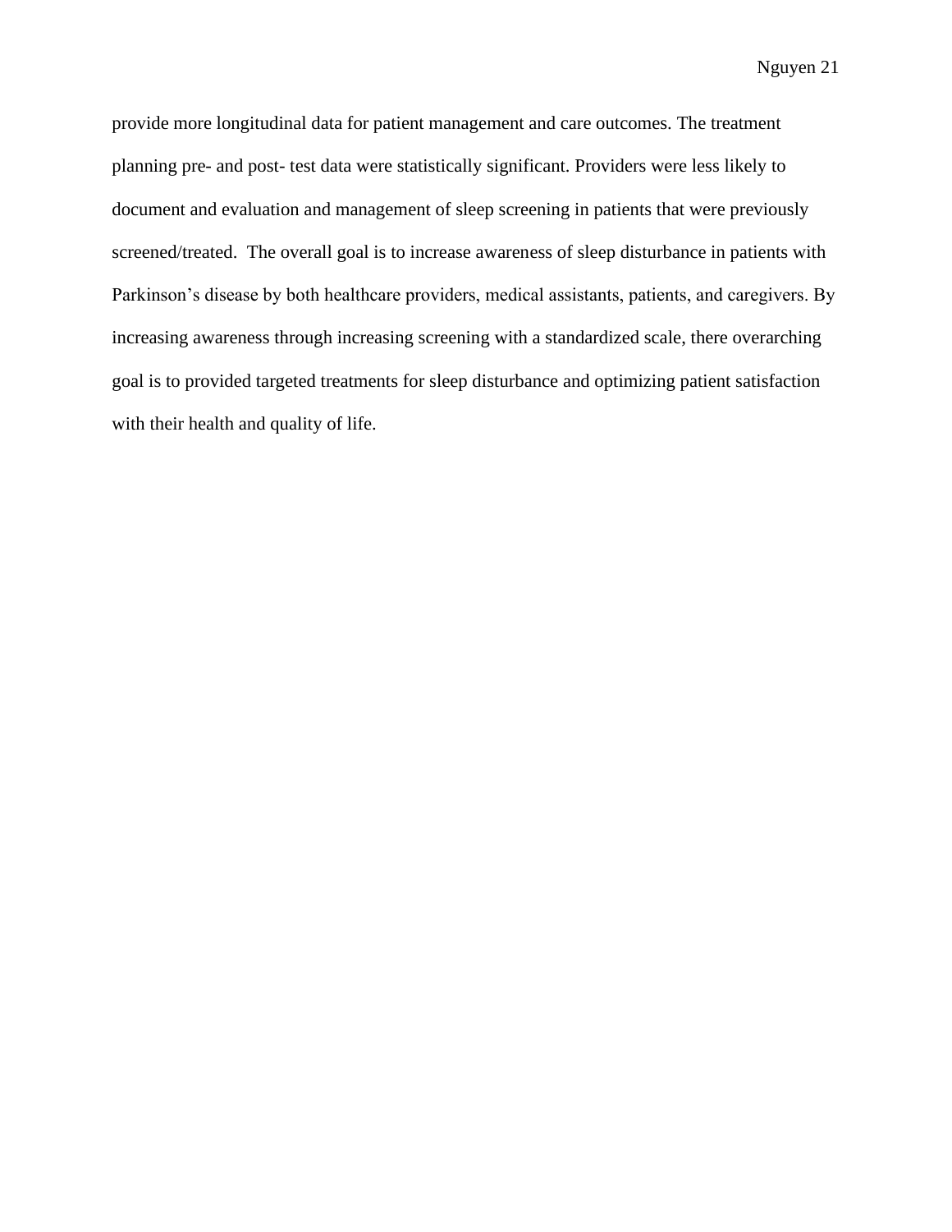provide more longitudinal data for patient management and care outcomes. The treatment planning pre- and post- test data were statistically significant. Providers were less likely to document and evaluation and management of sleep screening in patients that were previously screened/treated.  The overall goal is to increase awareness of sleep disturbance in patients with Parkinson's disease by both healthcare providers, medical assistants, patients, and caregivers. By increasing awareness through increasing screening with a standardized scale, there overarching goal is to provided targeted treatments for sleep disturbance and optimizing patient satisfaction with their health and quality of life.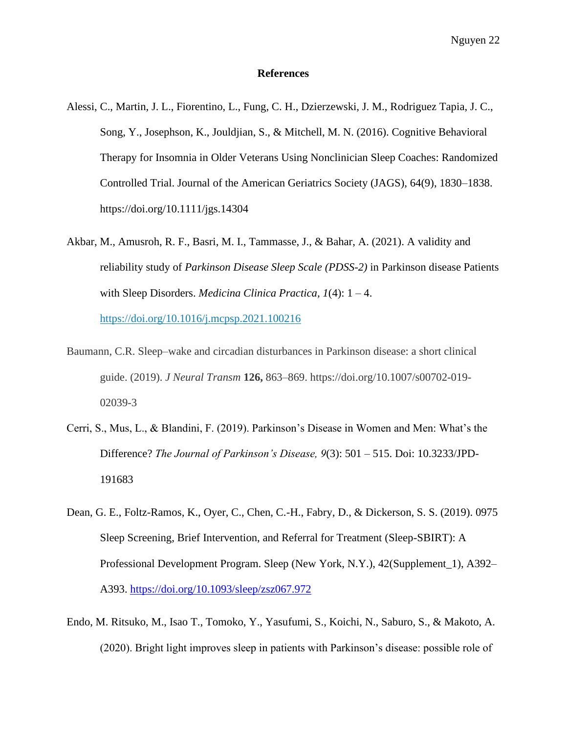# References

Alessi, C., Martin, J. L., Fiorentino, L., Fung, C. H., Dzierzewski, J. M., Rodriguez Tapia, J. C., Song, Y., Josephson, K., Jouldjian, S., & Mitchell, M. N. (2016). Cognitive Behavioral Therapy for Insomnia in Older Veterans Using Nonclinician Sleep Coaches: Randomized Controlled Trial. Journal of the American Geriatrics Society (JAGS), 64(9), 1830–1838. https://doi.org/10.1111/jgs.14304

Akbar, M., Amusroh, R. F., Basri, M. I., Tammasse, J., & Bahar, A. (2021). A validity and reliability study of *Parkinson Disease Sleep Scale (PDSS-2)* in Parkinson disease Patients with Sleep Disorders. *Medicina Clinica Practica, 1*(4): 1 – 4. https://doi.org/10.1016/j.mcpsp.2021.100216

Baumann, C.R. Sleep–wake and circadian disturbances in Parkinson disease: a short clinical guide. (2019). *J Neural Transm* **126,** 863–869. https://doi.org/10.1007/s00702-019-02039-3

Cerri, S., Mus, L., & Blandini, F. (2019). Parkinson's Disease in Women and Men: What's the Difference? *The Journal of Parkinson's Disease, 9*(3): 501 – 515. Doi: 10.3233/JPD-191683

Dean, G. E., Foltz-Ramos, K., Oyer, C., Chen, C.-H., Fabry, D., & Dickerson, S. S. (2019). 0975 Sleep Screening, Brief Intervention, and Referral for Treatment (Sleep-SBIRT): A Professional Development Program. Sleep (New York, N.Y.), 42(Supplement_1), A392–A393. https://doi.org/10.1093/sleep/zsz067.972

Endo, M. Ritsuko, M., Isao T., Tomoko, Y., Yasufumi, S., Koichi, N., Saburo, S., & Makoto, A. (2020). Bright light improves sleep in patients with Parkinson's disease: possible role of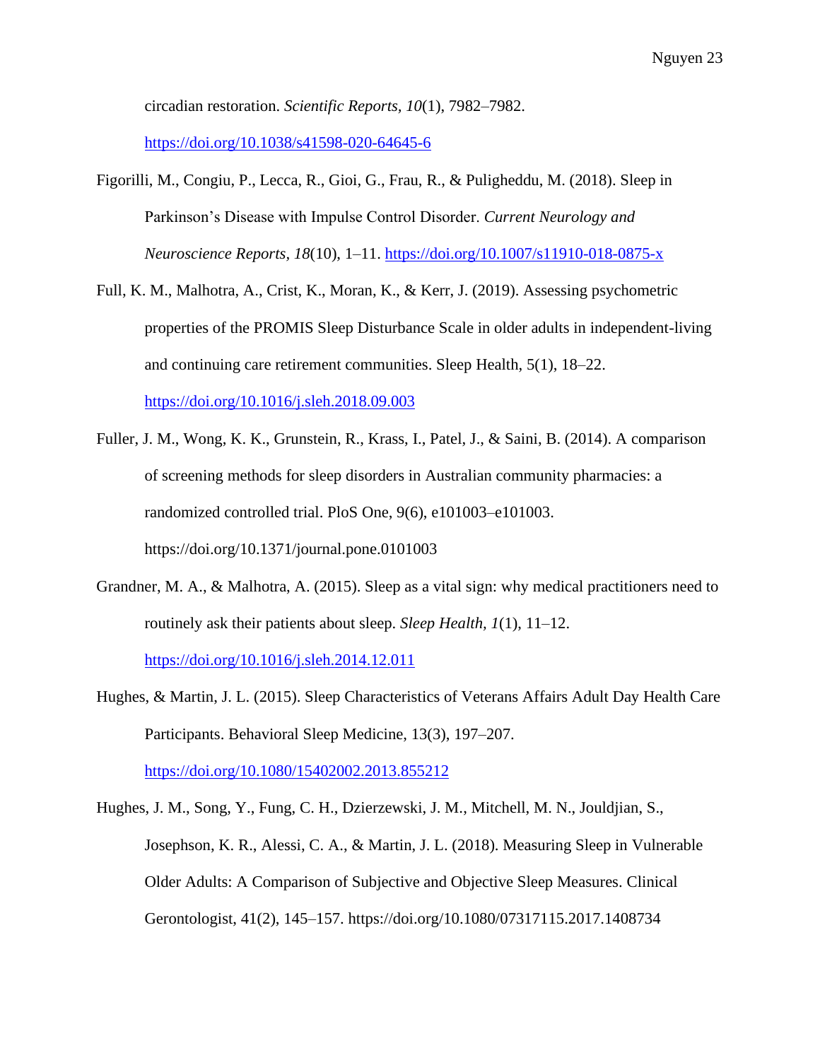circadian restoration. *Scientific Reports, 10*(1), 7982–7982. https://doi.org/10.1038/s41598-020-64645-6

Figorilli, M., Congiu, P., Lecca, R., Gioi, G., Frau, R., & Puligheddu, M. (2018). Sleep in Parkinson's Disease with Impulse Control Disorder. *Current Neurology and Neuroscience Reports, 18*(10), 1–11. https://doi.org/10.1007/s11910-018-0875-x

Full, K. M., Malhotra, A., Crist, K., Moran, K., & Kerr, J. (2019). Assessing psychometric properties of the PROMIS Sleep Disturbance Scale in older adults in independent-living and continuing care retirement communities. Sleep Health, 5(1), 18–22. https://doi.org/10.1016/j.sleh.2018.09.003

Fuller, J. M., Wong, K. K., Grunstein, R., Krass, I., Patel, J., & Saini, B. (2014). A comparison of screening methods for sleep disorders in Australian community pharmacies: a randomized controlled trial. PloS One, 9(6), e101003–e101003. https://doi.org/10.1371/journal.pone.0101003

Grandner, M. A., & Malhotra, A. (2015). Sleep as a vital sign: why medical practitioners need to routinely ask their patients about sleep. *Sleep Health, 1*(1), 11–12. https://doi.org/10.1016/j.sleh.2014.12.011

Hughes, & Martin, J. L. (2015). Sleep Characteristics of Veterans Affairs Adult Day Health Care Participants. Behavioral Sleep Medicine, 13(3), 197–207. https://doi.org/10.1080/15402002.2013.855212

Hughes, J. M., Song, Y., Fung, C. H., Dzierzewski, J. M., Mitchell, M. N., Jouldjian, S., Josephson, K. R., Alessi, C. A., & Martin, J. L. (2018). Measuring Sleep in Vulnerable Older Adults: A Comparison of Subjective and Objective Sleep Measures. Clinical Gerontologist, 41(2), 145–157. https://doi.org/10.1080/07317115.2017.1408734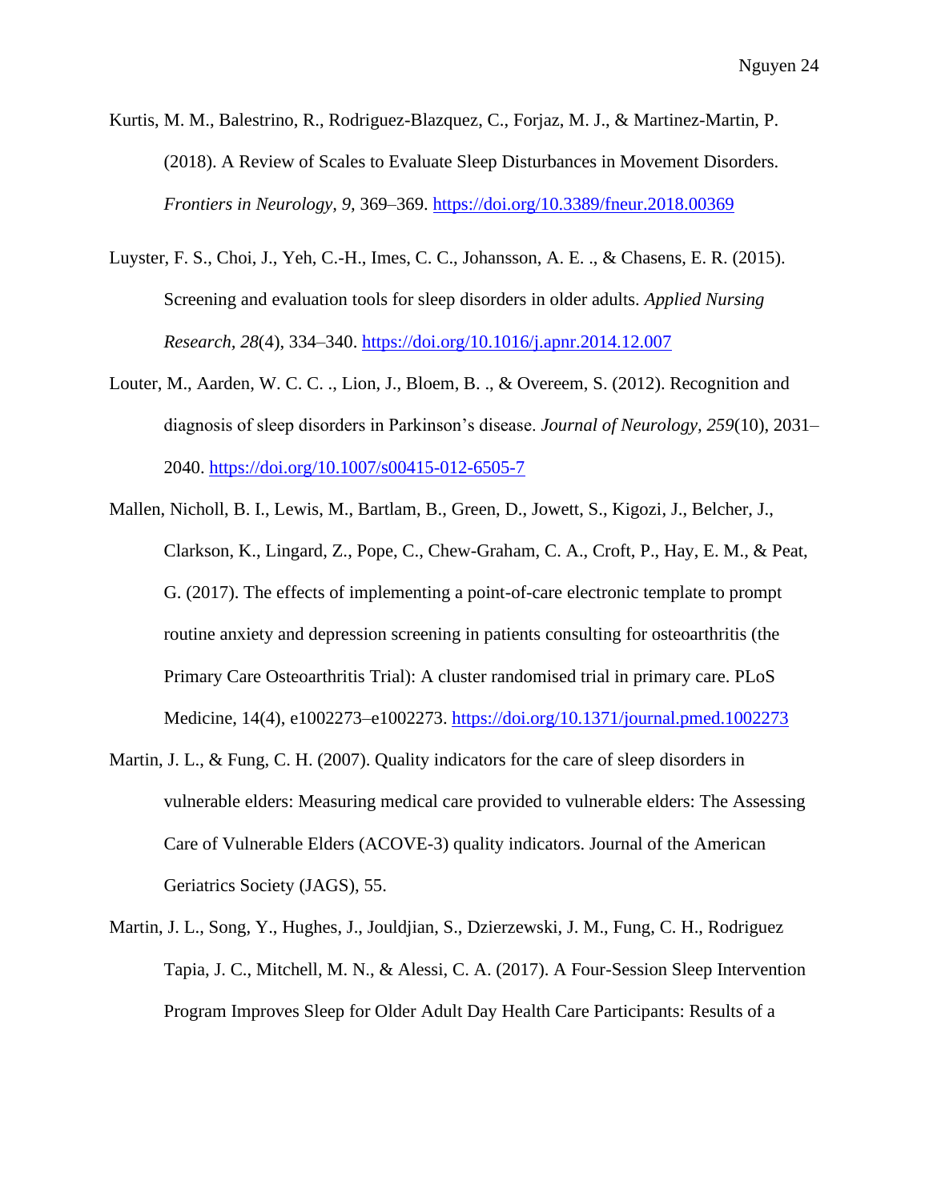Kurtis, M. M., Balestrino, R., Rodriguez-Blazquez, C., Forjaz, M. J., & Martinez-Martin, P. (2018). A Review of Scales to Evaluate Sleep Disturbances in Movement Disorders. *Frontiers in Neurology, 9,* 369–369. https://doi.org/10.3389/fneur.2018.00369

Luyster, F. S., Choi, J., Yeh, C.-H., Imes, C. C., Johansson, A. E. ., & Chasens, E. R. (2015). Screening and evaluation tools for sleep disorders in older adults. *Applied Nursing Research, 28*(4), 334–340. https://doi.org/10.1016/j.apnr.2014.12.007

Louter, M., Aarden, W. C. C. ., Lion, J., Bloem, B. ., & Overeem, S. (2012). Recognition and diagnosis of sleep disorders in Parkinson's disease. *Journal of Neurology, 259*(10), 2031–2040. https://doi.org/10.1007/s00415-012-6505-7

Mallen, Nicholl, B. I., Lewis, M., Bartlam, B., Green, D., Jowett, S., Kigozi, J., Belcher, J., Clarkson, K., Lingard, Z., Pope, C., Chew-Graham, C. A., Croft, P., Hay, E. M., & Peat, G. (2017). The effects of implementing a point-of-care electronic template to prompt routine anxiety and depression screening in patients consulting for osteoarthritis (the Primary Care Osteoarthritis Trial): A cluster randomised trial in primary care. PLoS Medicine, 14(4), e1002273–e1002273. https://doi.org/10.1371/journal.pmed.1002273

Martin, J. L., & Fung, C. H. (2007). Quality indicators for the care of sleep disorders in vulnerable elders: Measuring medical care provided to vulnerable elders: The Assessing Care of Vulnerable Elders (ACOVE-3) quality indicators. Journal of the American Geriatrics Society (JAGS), 55.

Martin, J. L., Song, Y., Hughes, J., Jouldjian, S., Dzierzewski, J. M., Fung, C. H., Rodriguez Tapia, J. C., Mitchell, M. N., & Alessi, C. A. (2017). A Four-Session Sleep Intervention Program Improves Sleep for Older Adult Day Health Care Participants: Results of a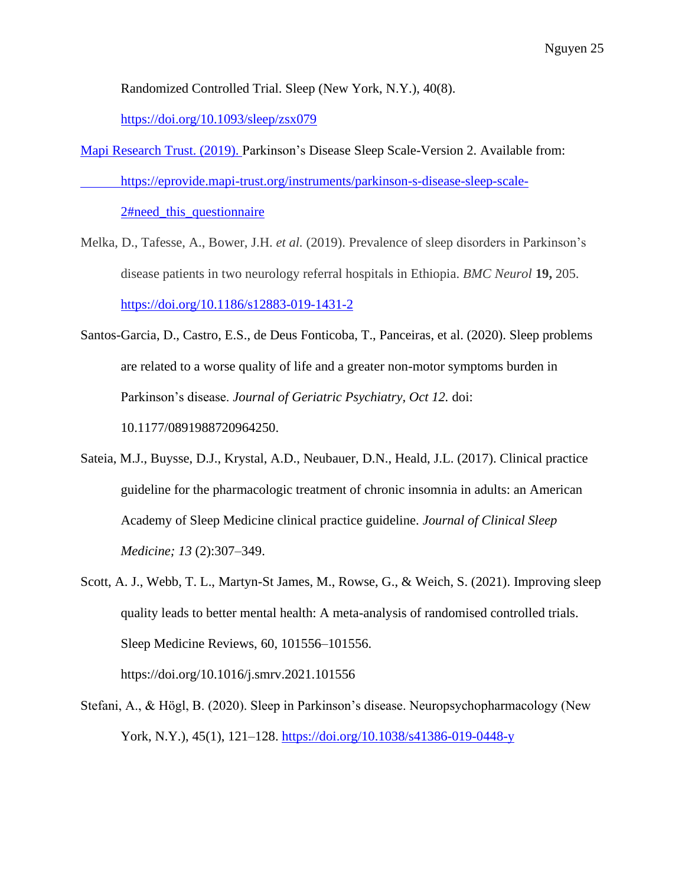Randomized Controlled Trial. Sleep (New York, N.Y.), 40(8). https://doi.org/10.1093/sleep/zsx079

Mapi Research Trust. (2019). Parkinson's Disease Sleep Scale-Version 2. Available from: https://eprovide.mapi-trust.org/instruments/parkinson-s-disease-sleep-scale-2#need_this_questionnaire

Melka, D., Tafesse, A., Bower, J.H. *et al.* (2019). Prevalence of sleep disorders in Parkinson's disease patients in two neurology referral hospitals in Ethiopia. *BMC Neurol* **19,** 205. https://doi.org/10.1186/s12883-019-1431-2

Santos-Garcia, D., Castro, E.S., de Deus Fonticoba, T., Panceiras, et al. (2020). Sleep problems are related to a worse quality of life and a greater non-motor symptoms burden in Parkinson's disease. *Journal of Geriatric Psychiatry, Oct 12.* doi: 10.1177/0891988720964250.

Sateia, M.J., Buysse, D.J., Krystal, A.D., Neubauer, D.N., Heald, J.L. (2017). Clinical practice guideline for the pharmacologic treatment of chronic insomnia in adults: an American Academy of Sleep Medicine clinical practice guideline. *Journal of Clinical Sleep Medicine; 13* (2):307–349.

Scott, A. J., Webb, T. L., Martyn-St James, M., Rowse, G., & Weich, S. (2021). Improving sleep quality leads to better mental health: A meta-analysis of randomised controlled trials. Sleep Medicine Reviews, 60, 101556–101556. https://doi.org/10.1016/j.smrv.2021.101556

Stefani, A., & Högl, B. (2020). Sleep in Parkinson's disease. Neuropsychopharmacology (New York, N.Y.), 45(1), 121–128. https://doi.org/10.1038/s41386-019-0448-y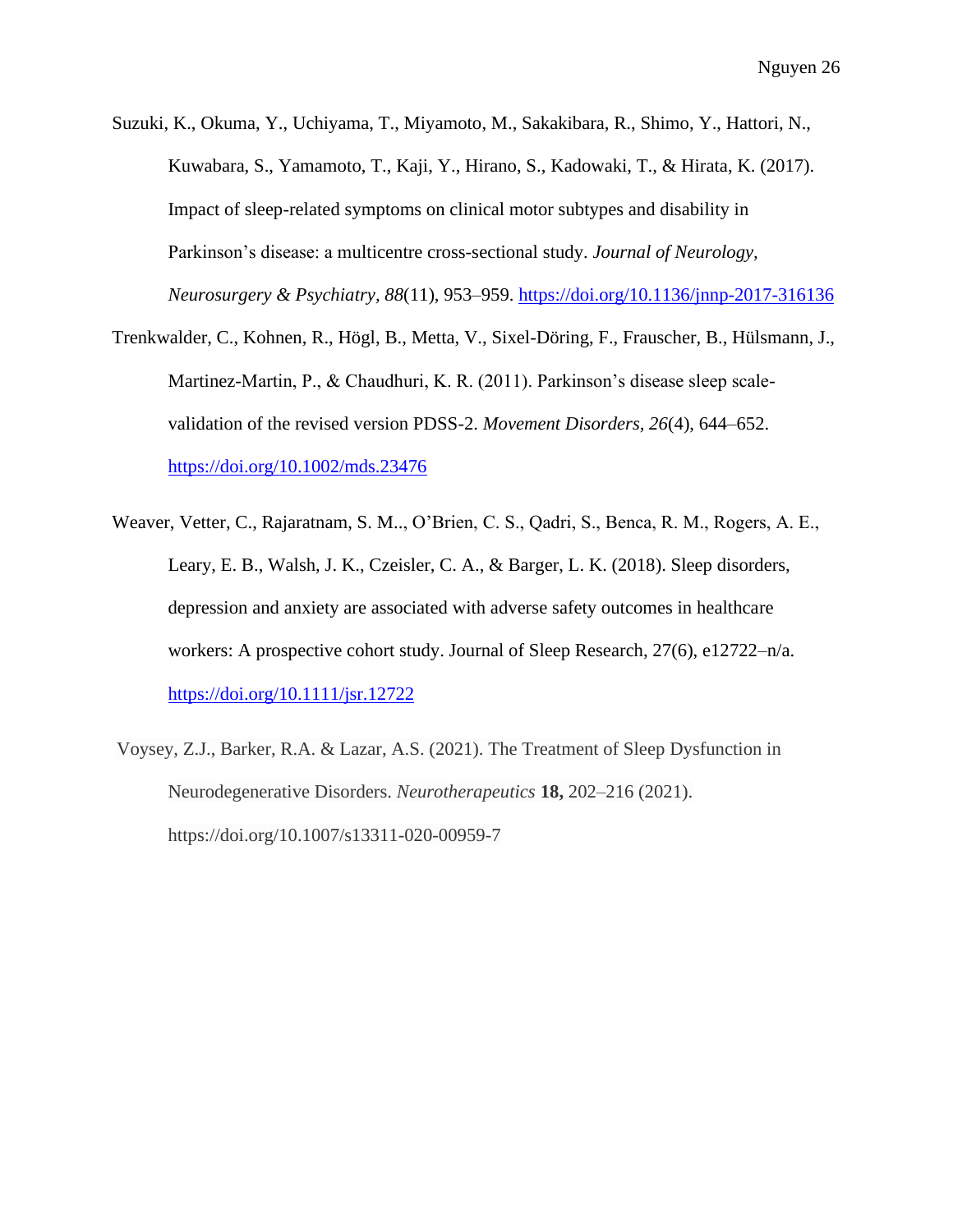Suzuki, K., Okuma, Y., Uchiyama, T., Miyamoto, M., Sakakibara, R., Shimo, Y., Hattori, N., Kuwabara, S., Yamamoto, T., Kaji, Y., Hirano, S., Kadowaki, T., & Hirata, K. (2017). Impact of sleep-related symptoms on clinical motor subtypes and disability in Parkinson's disease: a multicentre cross-sectional study. *Journal of Neurology, Neurosurgery & Psychiatry*, *88*(11), 953–959. https://doi.org/10.1136/jnnp-2017-316136

Trenkwalder, C., Kohnen, R., Högl, B., Metta, V., Sixel-Döring, F., Frauscher, B., Hülsmann, J., Martinez-Martin, P., & Chaudhuri, K. R. (2011). Parkinson's disease sleep scale-validation of the revised version PDSS-2. *Movement Disorders*, *26*(4), 644–652. https://doi.org/10.1002/mds.23476

Weaver, Vetter, C., Rajaratnam, S. M.., O'Brien, C. S., Qadri, S., Benca, R. M., Rogers, A. E., Leary, E. B., Walsh, J. K., Czeisler, C. A., & Barger, L. K. (2018). Sleep disorders, depression and anxiety are associated with adverse safety outcomes in healthcare workers: A prospective cohort study. Journal of Sleep Research, 27(6), e12722–n/a. https://doi.org/10.1111/jsr.12722

Voysey, Z.J., Barker, R.A. & Lazar, A.S. (2021). The Treatment of Sleep Dysfunction in Neurodegenerative Disorders. *Neurotherapeutics* **18,** 202–216 (2021). https://doi.org/10.1007/s13311-020-00959-7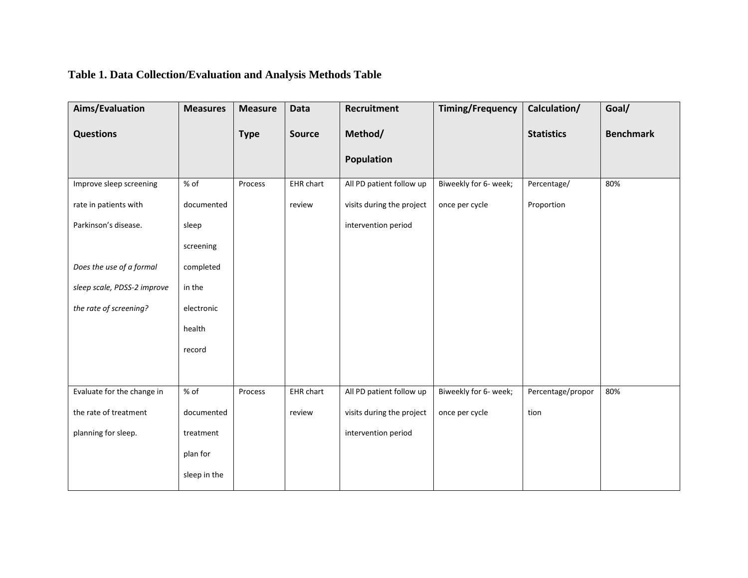**Table 1. Data Collection/Evaluation and Analysis Methods Table**

| Aims/Evaluation Questions | Measures | Measure Type | Data Source | Recruitment Method/ Population | Timing/Frequency | Calculation/ Statistics | Goal/ Benchmark |
|---|---|---|---|---|---|---|---|
| Improve sleep screening rate in patients with Parkinson's disease. *Does the use of a formal sleep scale, PDSS-2 improve the rate of screening?* | % of documented sleep screening completed in the electronic health record | Process | EHR chart review | All PD patient follow up visits during the project intervention period | Biweekly for 6- week; once per cycle | Percentage/ Proportion | 80% |
| Evaluate for the change in the rate of treatment planning for sleep. | % of documented treatment plan for sleep in the | Process | EHR chart review | All PD patient follow up visits during the project intervention period | Biweekly for 6- week; once per cycle | Percentage/proportion | 80% |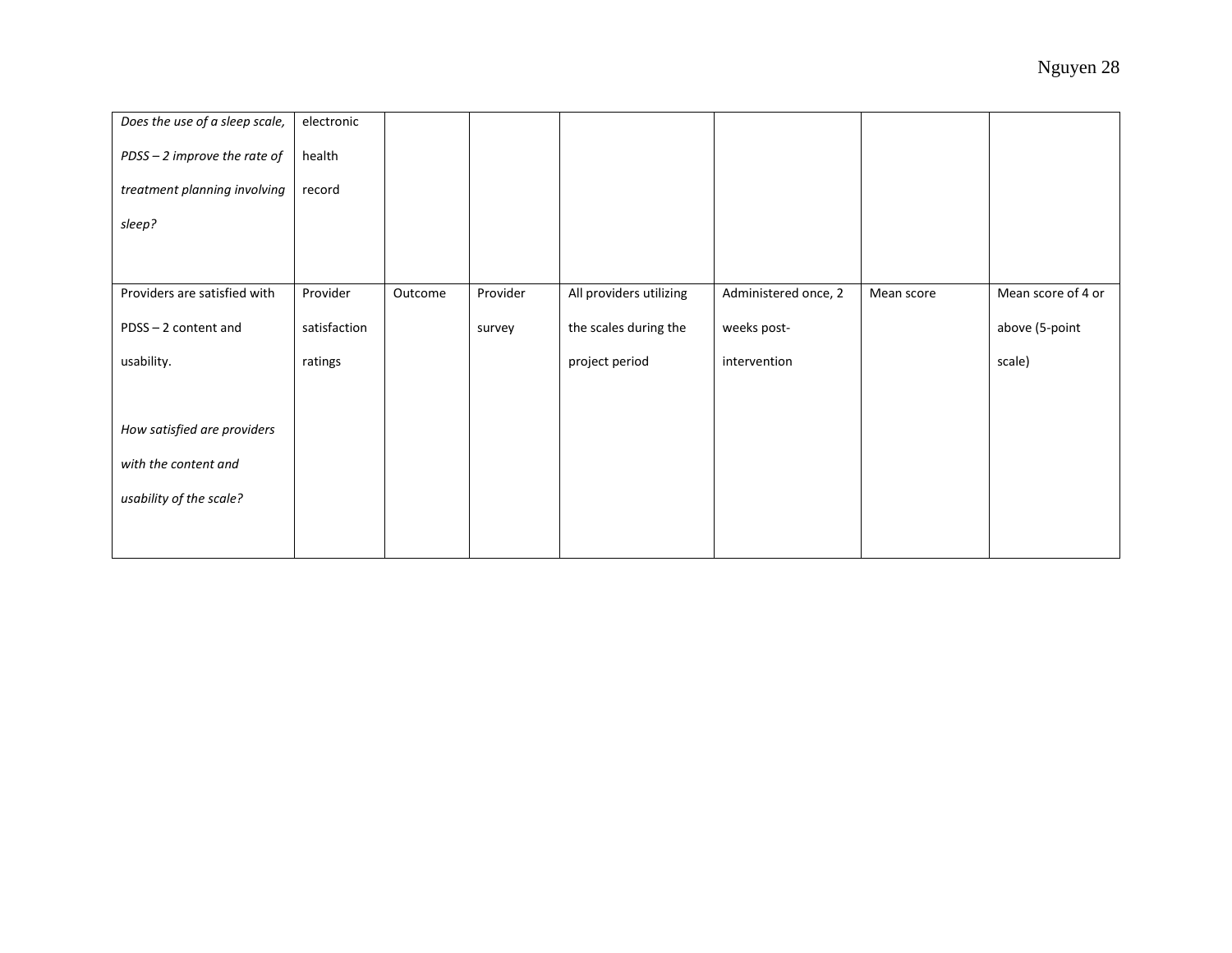| | | | | | | | |
|---|---|---|---|---|---|---|---|
| *Does the use of a sleep scale, PDSS – 2 improve the rate of treatment planning involving sleep?* | electronic health record | | | | | | |
| Providers are satisfied with PDSS – 2 content and usability.<br><br>*How satisfied are providers with the content and usability of the scale?* | Provider satisfaction ratings | Outcome | Provider survey | All providers utilizing the scales during the project period | Administered once, 2 weeks post-intervention | Mean score | Mean score of 4 or above (5-point scale) |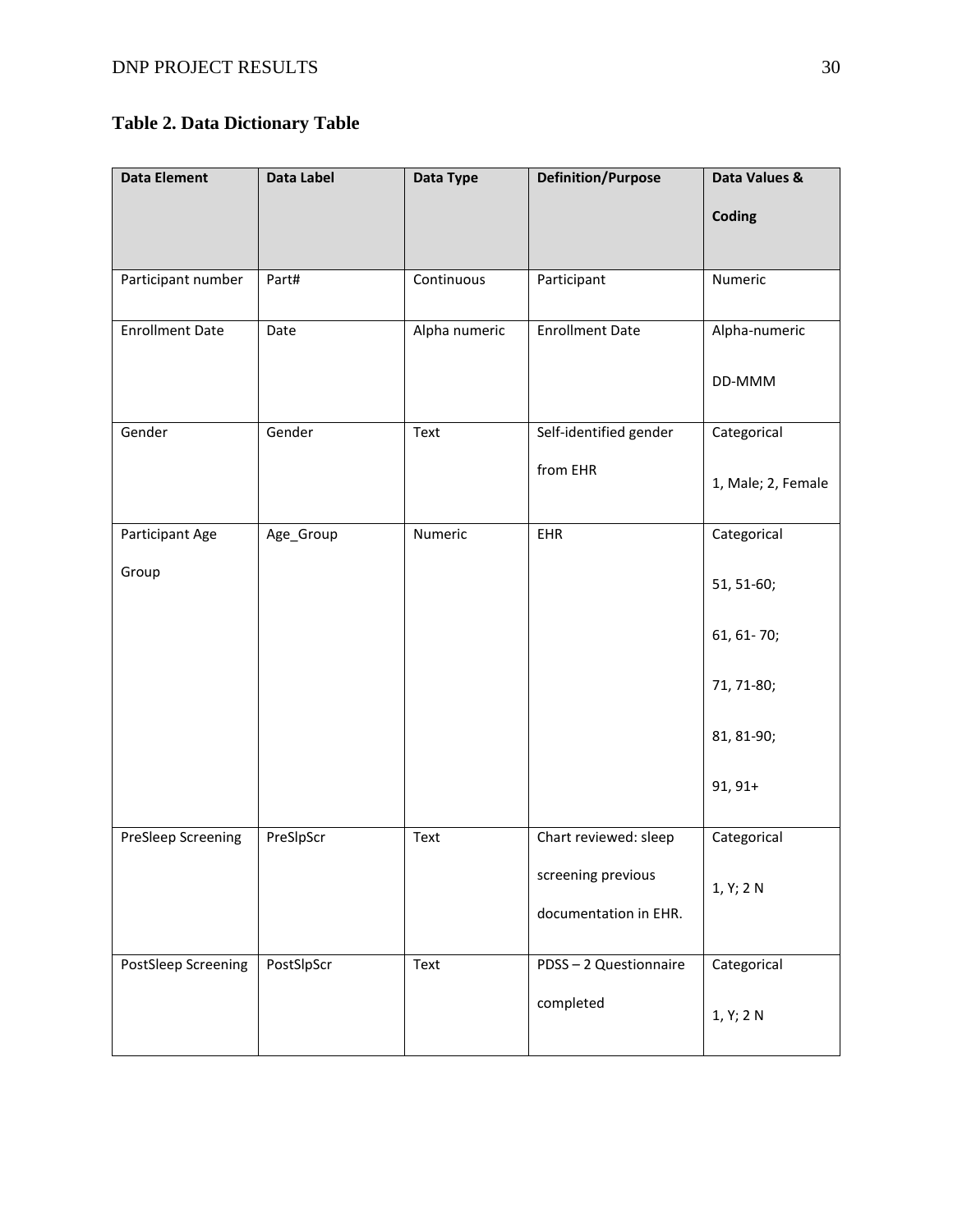**Table 2. Data Dictionary Table**

| Data Element | Data Label | Data Type | Definition/Purpose | Data Values & Coding |
|---|---|---|---|---|
| Participant number | Part# | Continuous | Participant | Numeric |
| Enrollment Date | Date | Alpha numeric | Enrollment Date | Alpha-numeric DD-MMM |
| Gender | Gender | Text | Self-identified gender from EHR | Categorical 1, Male; 2, Female |
| Participant Age Group | Age_Group | Numeric | EHR | Categorical 51, 51-60; 61, 61- 70; 71, 71-80; 81, 81-90; 91, 91+ |
| PreSleep Screening | PreSlpScr | Text | Chart reviewed: sleep screening previous documentation in EHR. | Categorical 1, Y; 2 N |
| PostSleep Screening | PostSlpScr | Text | PDSS – 2 Questionnaire completed | Categorical 1, Y; 2 N |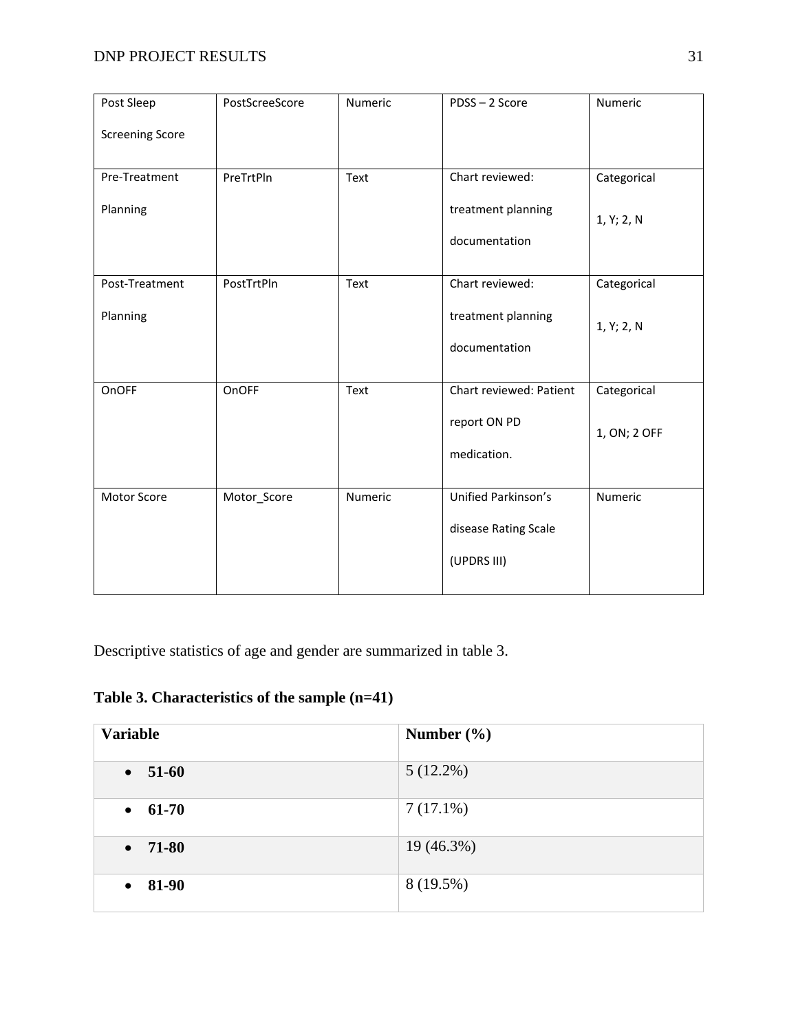| Post Sleep Screening Score | PostScreeScore | Numeric | PDSS – 2 Score | Numeric |
|---|---|---|---|---|
| Pre-Treatment Planning | PreTrtPln | Text | Chart reviewed: treatment planning documentation | Categorical 1, Y; 2, N |
| Post-Treatment Planning | PostTrtPln | Text | Chart reviewed: treatment planning documentation | Categorical 1, Y; 2, N |
| OnOFF | OnOFF | Text | Chart reviewed: Patient report ON PD medication. | Categorical 1, ON; 2 OFF |
| Motor Score | Motor_Score | Numeric | Unified Parkinson's disease Rating Scale (UPDRS III) | Numeric |

Descriptive statistics of age and gender are summarized in table 3.

**Table 3. Characteristics of the sample (n=41)**

| **Variable** | **Number (%)** |
|---|---|
| • **51-60** | 5 (12.2%) |
| • **61-70** | 7 (17.1%) |
| • **71-80** | 19 (46.3%) |
| • **81-90** | 8 (19.5%) |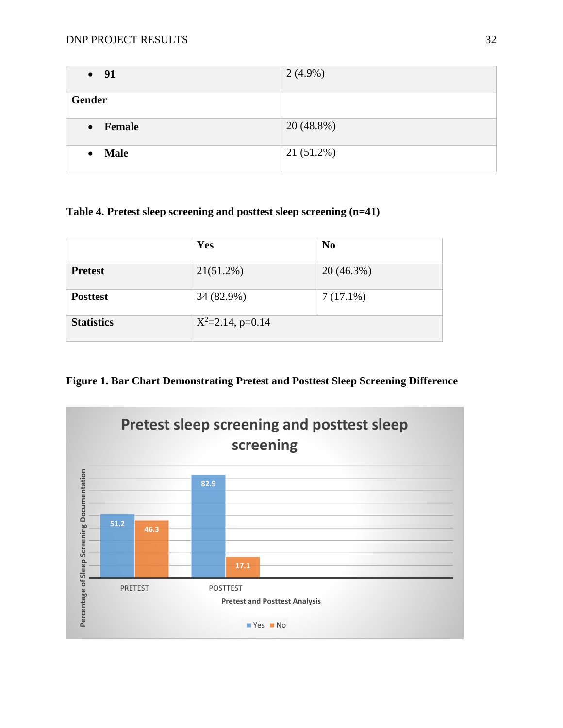| | |
|---|---|
| • **91** | 2 (4.9%) |
| **Gender** | |
| • **Female** | 20 (48.8%) |
| • **Male** | 21 (51.2%) |

**Table 4. Pretest sleep screening and posttest sleep screening (n=41)**

| | **Yes** | **No** |
|---|---|---|
| **Pretest** | 21(51.2%) | 20 (46.3%) |
| **Posttest** | 34 (82.9%) | 7 (17.1%) |
| **Statistics** | $X^2$=2.14, p=0.14 | |

**Figure 1. Bar Chart Demonstrating Pretest and Posttest Sleep Screening Difference**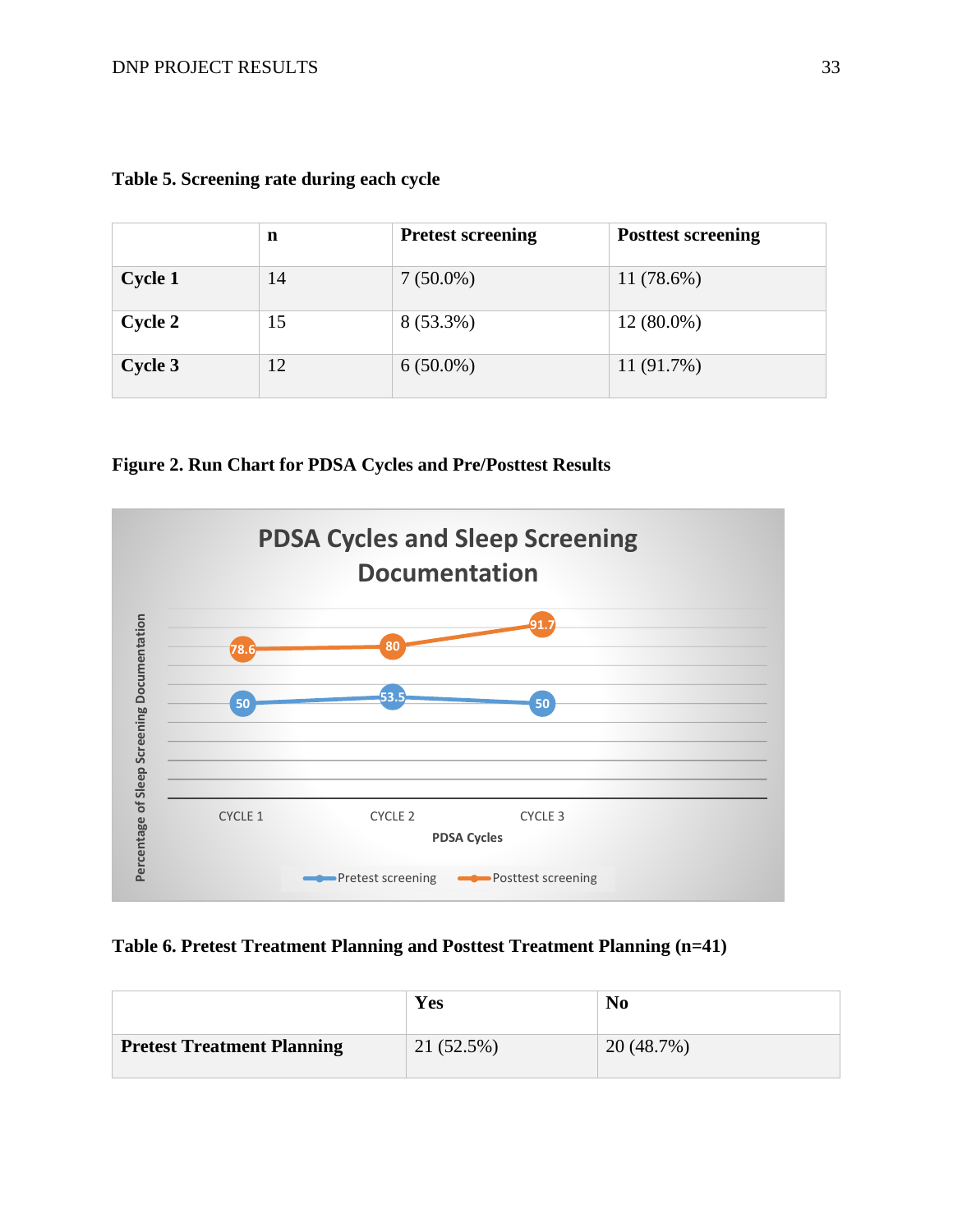**Table 5. Screening rate during each cycle**

| | n | Pretest screening | Posttest screening |
|---|---|---|---|
| **Cycle 1** | 14 | 7 (50.0%) | 11 (78.6%) |
| **Cycle 2** | 15 | 8 (53.3%) | 12 (80.0%) |
| **Cycle 3** | 12 | 6 (50.0%) | 11 (91.7%) |

**Figure 2. Run Chart for PDSA Cycles and Pre/Posttest Results**

**Table 6. Pretest Treatment Planning and Posttest Treatment Planning (n=41)**

| | Yes | No |
|---|---|---|
| **Pretest Treatment Planning** | 21 (52.5%) | 20 (48.7%) |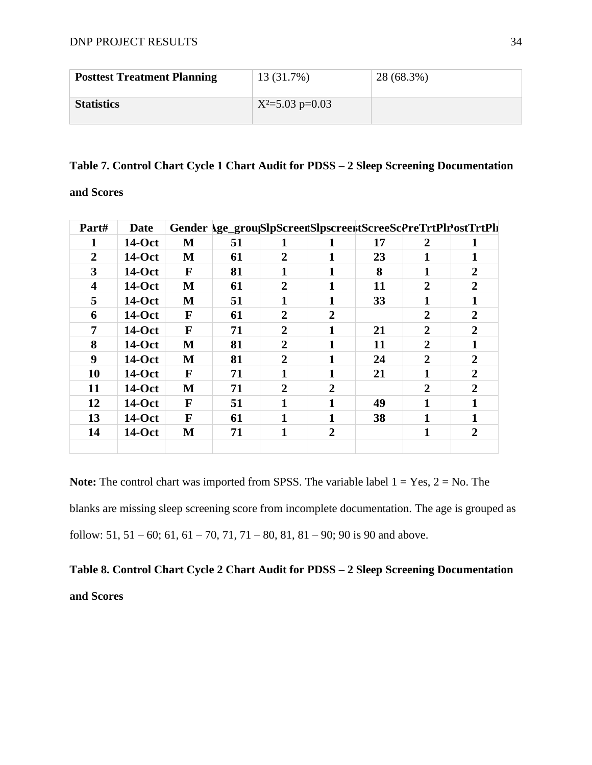| **Posttest Treatment Planning** | 13 (31.7%) | 28 (68.3%) |
|---|---|---|
| **Statistics** | $X^2$=5.03 p=0.03 | |

**Table 7. Control Chart Cycle 1 Chart Audit for PDSS – 2 Sleep Screening Documentation and Scores**

| Part# | Date | Gender | Age_grou | SlpScreen | Slpscreen | tScreeSc | PreTrtPl | PostTrtPl |
|---|---|---|---|---|---|---|---|---|
| 1 | 14-Oct | M | 51 | 1 | 1 | 17 | 2 | 1 |
| 2 | 14-Oct | M | 61 | 2 | 1 | 23 | 1 | 1 |
| 3 | 14-Oct | F | 81 | 1 | 1 | 8 | 1 | 2 |
| 4 | 14-Oct | M | 61 | 2 | 1 | 11 | 2 | 2 |
| 5 | 14-Oct | M | 51 | 1 | 1 | 33 | 1 | 1 |
| 6 | 14-Oct | F | 61 | 2 | 2 | | 2 | 2 |
| 7 | 14-Oct | F | 71 | 2 | 1 | 21 | 2 | 2 |
| 8 | 14-Oct | M | 81 | 2 | 1 | 11 | 2 | 1 |
| 9 | 14-Oct | M | 81 | 2 | 1 | 24 | 2 | 2 |
| 10 | 14-Oct | F | 71 | 1 | 1 | 21 | 1 | 2 |
| 11 | 14-Oct | M | 71 | 2 | 2 | | 2 | 2 |
| 12 | 14-Oct | F | 51 | 1 | 1 | 49 | 1 | 1 |
| 13 | 14-Oct | F | 61 | 1 | 1 | 38 | 1 | 1 |
| 14 | 14-Oct | M | 71 | 1 | 2 | | 1 | 2 |
| | | | | | | | | |

**Note:** The control chart was imported from SPSS. The variable label 1 = Yes, 2 = No. The blanks are missing sleep screening score from incomplete documentation. The age is grouped as follow: 51, 51 – 60; 61, 61 – 70, 71, 71 – 80, 81, 81 – 90; 90 is 90 and above.

**Table 8. Control Chart Cycle 2 Chart Audit for PDSS – 2 Sleep Screening Documentation and Scores**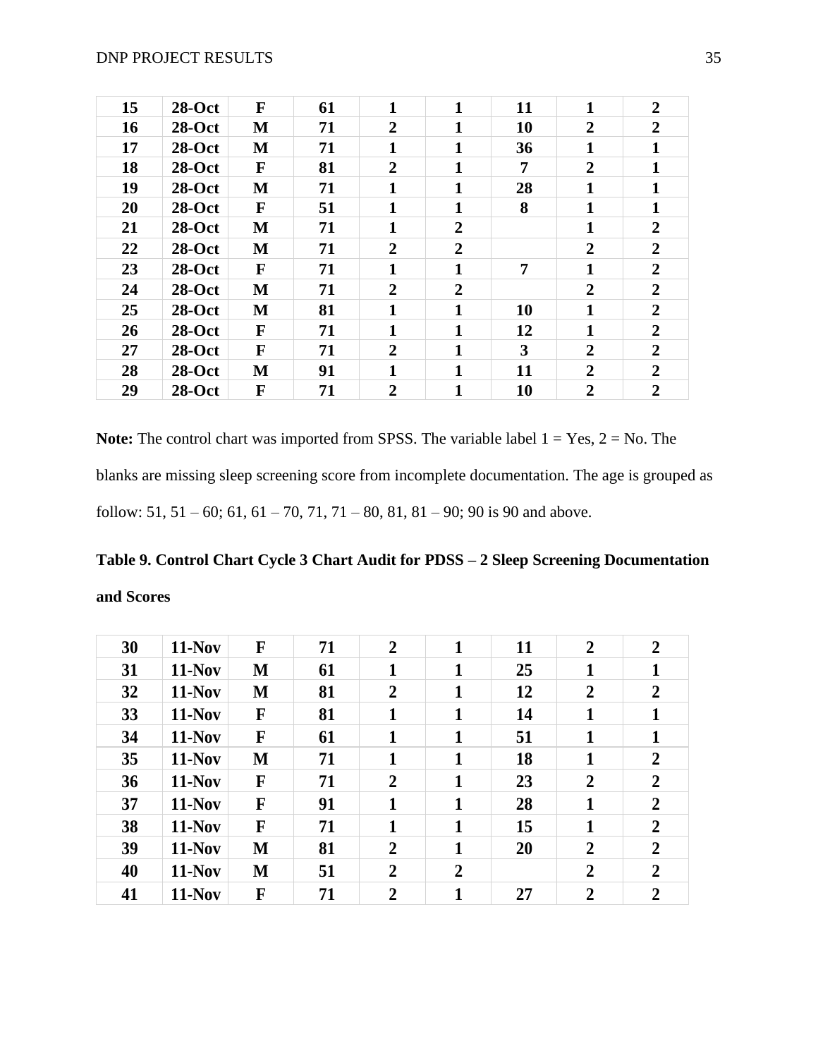| | | | | | | | | |
|---|---|---|---|---|---|---|---|---|
| **15** | **28-Oct** | **F** | **61** | **1** | **1** | **11** | **1** | **2** |
| **16** | **28-Oct** | **M** | **71** | **2** | **1** | **10** | **2** | **2** |
| **17** | **28-Oct** | **M** | **71** | **1** | **1** | **36** | **1** | **1** |
| **18** | **28-Oct** | **F** | **81** | **2** | **1** | **7** | **2** | **1** |
| **19** | **28-Oct** | **M** | **71** | **1** | **1** | **28** | **1** | **1** |
| **20** | **28-Oct** | **F** | **51** | **1** | **1** | **8** | **1** | **1** |
| **21** | **28-Oct** | **M** | **71** | **1** | **2** | | **1** | **2** |
| **22** | **28-Oct** | **M** | **71** | **2** | **2** | | **2** | **2** |
| **23** | **28-Oct** | **F** | **71** | **1** | **1** | **7** | **1** | **2** |
| **24** | **28-Oct** | **M** | **71** | **2** | **2** | | **2** | **2** |
| **25** | **28-Oct** | **M** | **81** | **1** | **1** | **10** | **1** | **2** |
| **26** | **28-Oct** | **F** | **71** | **1** | **1** | **12** | **1** | **2** |
| **27** | **28-Oct** | **F** | **71** | **2** | **1** | **3** | **2** | **2** |
| **28** | **28-Oct** | **M** | **91** | **1** | **1** | **11** | **2** | **2** |
| **29** | **28-Oct** | **F** | **71** | **2** | **1** | **10** | **2** | **2** |

**Note:** The control chart was imported from SPSS. The variable label 1 = Yes, 2 = No. The blanks are missing sleep screening score from incomplete documentation. The age is grouped as follow: 51, 51 – 60; 61, 61 – 70, 71, 71 – 80, 81, 81 – 90; 90 is 90 and above.

**Table 9. Control Chart Cycle 3 Chart Audit for PDSS – 2 Sleep Screening Documentation and Scores**

| | | | | | | | | |
|---|---|---|---|---|---|---|---|---|
| **30** | **11-Nov** | **F** | **71** | **2** | **1** | **11** | **2** | **2** |
| **31** | **11-Nov** | **M** | **61** | **1** | **1** | **25** | **1** | **1** |
| **32** | **11-Nov** | **M** | **81** | **2** | **1** | **12** | **2** | **2** |
| **33** | **11-Nov** | **F** | **81** | **1** | **1** | **14** | **1** | **1** |
| **34** | **11-Nov** | **F** | **61** | **1** | **1** | **51** | **1** | **1** |
| **35** | **11-Nov** | **M** | **71** | **1** | **1** | **18** | **1** | **2** |
| **36** | **11-Nov** | **F** | **71** | **2** | **1** | **23** | **2** | **2** |
| **37** | **11-Nov** | **F** | **91** | **1** | **1** | **28** | **1** | **2** |
| **38** | **11-Nov** | **F** | **71** | **1** | **1** | **15** | **1** | **2** |
| **39** | **11-Nov** | **M** | **81** | **2** | **1** | **20** | **2** | **2** |
| **40** | **11-Nov** | **M** | **51** | **2** | **2** | | **2** | **2** |
| **41** | **11-Nov** | **F** | **71** | **2** | **1** | **27** | **2** | **2** |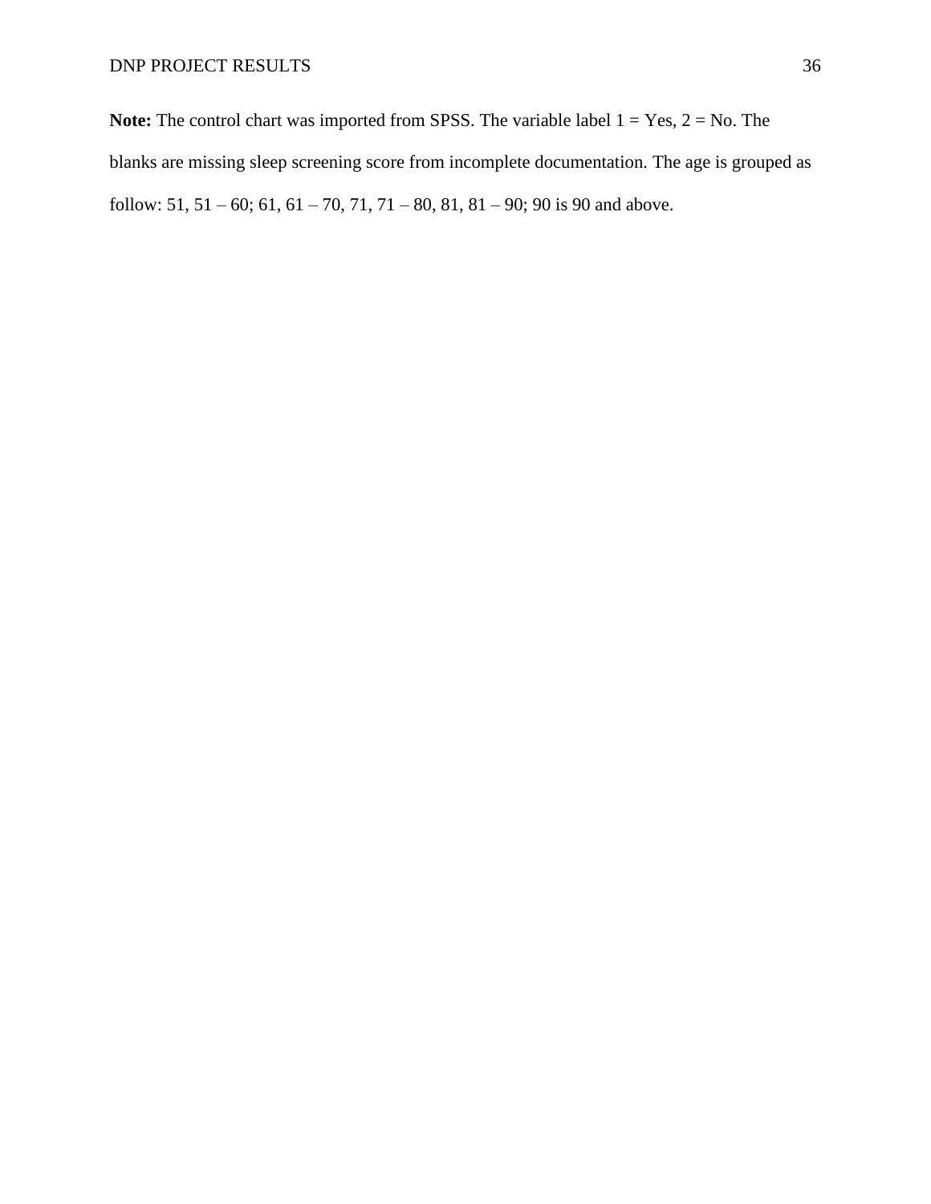**Note:** The control chart was imported from SPSS. The variable label 1 = Yes, 2 = No. The blanks are missing sleep screening score from incomplete documentation. The age is grouped as follow: 51, 51 – 60; 61, 61 – 70, 71, 71 – 80, 81, 81 – 90; 90 is 90 and above.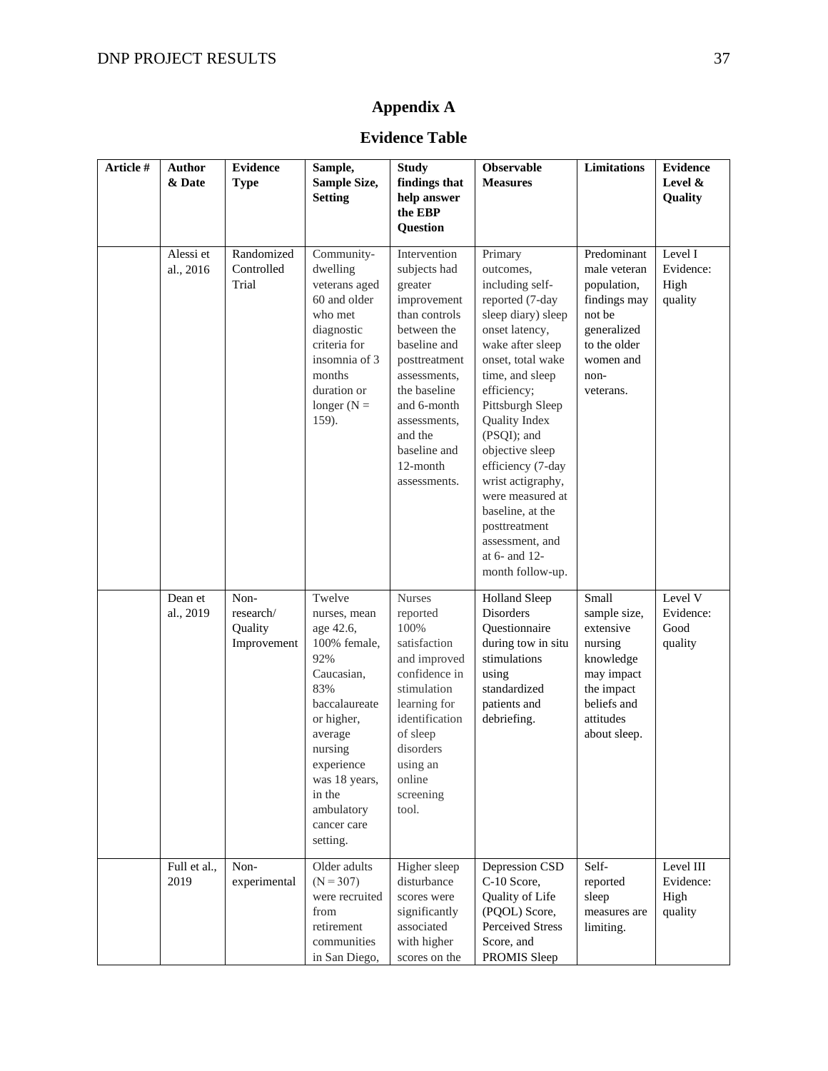## Appendix A

## Evidence Table

| Article # | Author & Date | Evidence Type | Sample, Sample Size, Setting | Study findings that help answer the EBP Question | Observable Measures | Limitations | Evidence Level & Quality |
|---|---|---|---|---|---|---|---|
| | Alessi et al., 2016 | Randomized Controlled Trial | Community-dwelling veterans aged 60 and older who met diagnostic criteria for insomnia of 3 months duration or longer (N = 159). | Intervention subjects had greater improvement than controls between the baseline and posttreatment assessments, the baseline and 6-month assessments, and the baseline and 12-month assessments. | Primary outcomes, including self-reported (7-day sleep diary) sleep onset latency, wake after sleep onset, total wake time, and sleep efficiency; Pittsburgh Sleep Quality Index (PSQI); and objective sleep efficiency (7-day wrist actigraphy, were measured at baseline, at the posttreatment assessment, and at 6- and 12-month follow-up. | Predominant male veteran population, findings may not be generalized to the older women and non-veterans. | Level I Evidence: High quality |
| | Dean et al., 2019 | Non-research/ Quality Improvement | Twelve nurses, mean age 42.6, 100% female, 92% Caucasian, 83% baccalaureate or higher, average nursing experience was 18 years, in the ambulatory cancer care setting. | Nurses reported 100% satisfaction and improved confidence in stimulation learning for identification of sleep disorders using an online screening tool. | Holland Sleep Disorders Questionnaire during tow in situ stimulations using standardized patients and debriefing. | Small sample size, extensive nursing knowledge may impact the impact beliefs and attitudes about sleep. | Level V Evidence: Good quality |
| | Full et al., 2019 | Non-experimental | Older adults (N = 307) were recruited from retirement communities in San Diego, | Higher sleep disturbance scores were significantly associated with higher scores on the | Depression CSD C-10 Score, Quality of Life (PQOL) Score, Perceived Stress Score, and PROMIS Sleep | Self-reported sleep measures are limiting. | Level III Evidence: High quality |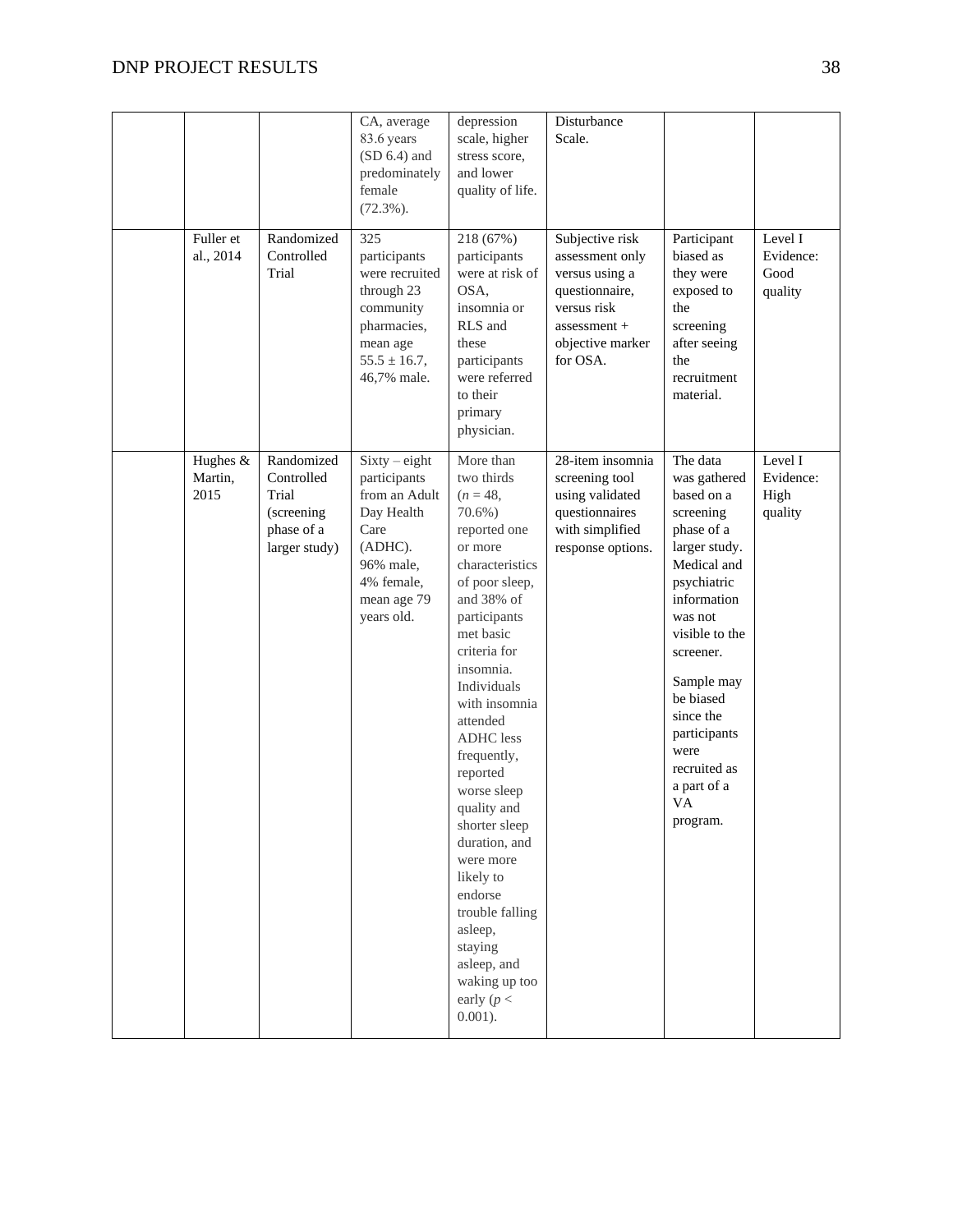|  |  |  | CA, average 83.6 years (SD 6.4) and predominately female (72.3%). | depression scale, higher stress score, and lower quality of life. | Disturbance Scale. |  |  |
|---|---|---|---|---|---|---|---|
|  | Fuller et al., 2014 | Randomized Controlled Trial | 325 participants were recruited through 23 community pharmacies, mean age 55.5 ± 16.7, 46,7% male. | 218 (67%) participants were at risk of OSA, insomnia or RLS and these participants were referred to their primary physician. | Subjective risk assessment only versus using a questionnaire, versus risk assessment + objective marker for OSA. | Participant biased as they were exposed to the screening after seeing the recruitment material. | Level I Evidence: Good quality |
|  | Hughes & Martin, 2015 | Randomized Controlled Trial (screening phase of a larger study) | Sixty – eight participants from an Adult Day Health Care (ADHC). 96% male, 4% female, mean age 79 years old. | More than two thirds (*n* = 48, 70.6%) reported one or more characteristics of poor sleep, and 38% of participants met basic criteria for insomnia. Individuals with insomnia attended ADHC less frequently, reported worse sleep quality and shorter sleep duration, and were more likely to endorse trouble falling asleep, staying asleep, and waking up too early ($p < 0.001$). | 28-item insomnia screening tool using validated questionnaires with simplified response options. | The data was gathered based on a screening phase of a larger study. Medical and psychiatric information was not visible to the screener. Sample may be biased since the participants were recruited as a part of a VA program. | Level I Evidence: High quality |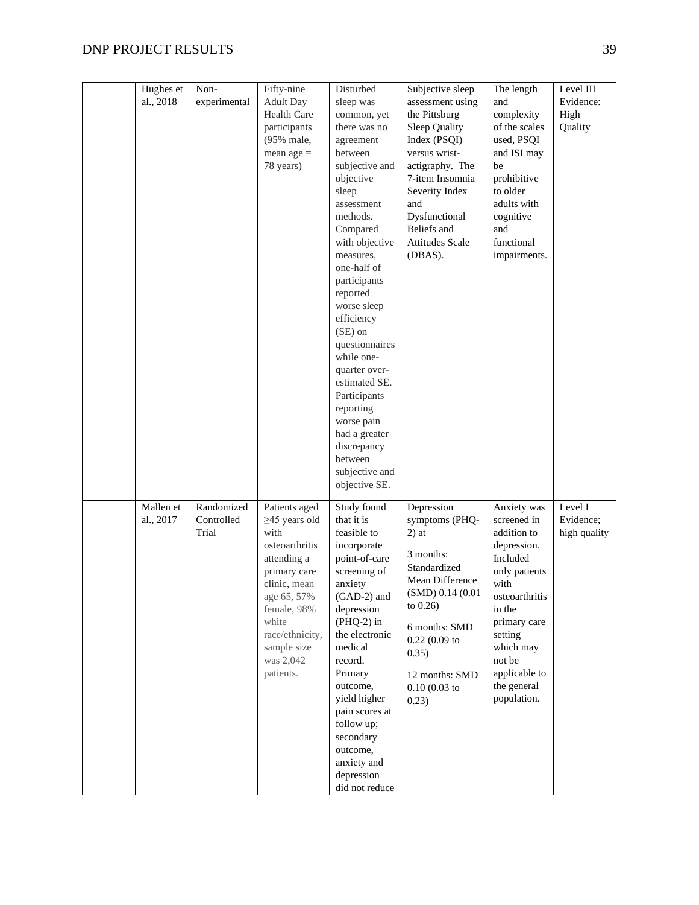| | | | | | | | |
|---|---|---|---|---|---|---|---|
| | Hughes et al., 2018 | Non-experimental | Fifty-nine Adult Day Health Care participants (95% male, mean age = 78 years) | Disturbed sleep was common, yet there was no agreement between subjective and objective sleep assessment methods. Compared with objective measures, one-half of participants reported worse sleep efficiency (SE) on questionnaires while one-quarter over-estimated SE. Participants reporting worse pain had a greater discrepancy between subjective and objective SE. | Subjective sleep assessment using the Pittsburg Sleep Quality Index (PSQI) versus wrist-actigraphy. The 7-item Insomnia Severity Index and Dysfunctional Beliefs and Attitudes Scale (DBAS). | The length and complexity of the scales used, PSQI and ISI may be prohibitive to older adults with cognitive and functional impairments. | Level III Evidence: High Quality |
| | Mallen et al., 2017 | Randomized Controlled Trial | Patients aged ≥45 years old with osteoarthritis attending a primary care clinic, mean age 65, 57% female, 98% white race/ethnicity, sample size was 2,042 patients. | Study found that it is feasible to incorporate point-of-care screening of anxiety (GAD-2) and depression (PHQ-2) in the electronic medical record. Primary outcome, yield higher pain scores at follow up; secondary outcome, anxiety and depression did not reduce | Depression symptoms (PHQ-2) at<br><br>3 months: Standardized Mean Difference (SMD) 0.14 (0.01 to 0.26)<br><br>6 months: SMD 0.22 (0.09 to 0.35)<br><br>12 months: SMD 0.10 (0.03 to 0.23) | Anxiety was screened in addition to depression. Included only patients with osteoarthritis in the primary care setting which may not be applicable to the general population. | Level I Evidence; high quality |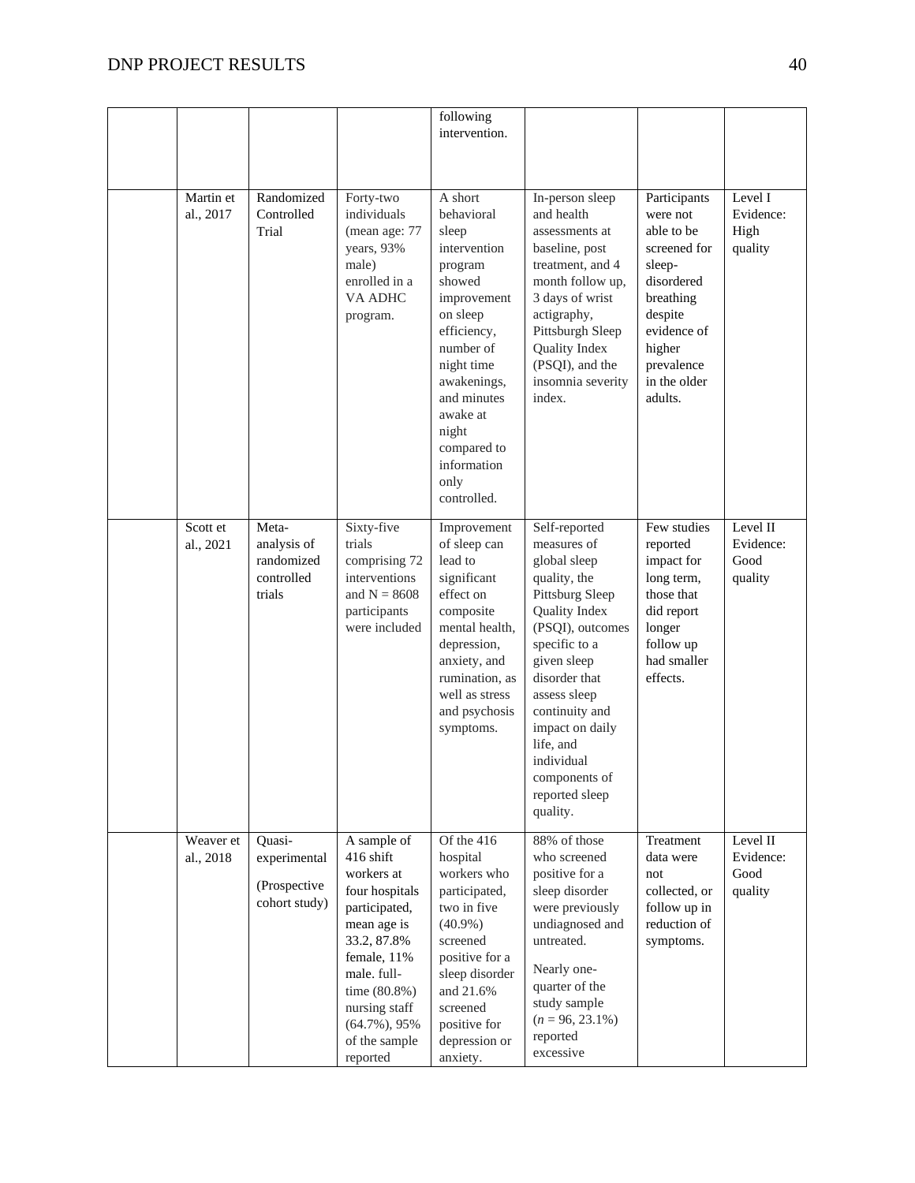| | | | | | | |
|---|---|---|---|---|---|---|
| | | | following intervention. | | | |
| | Martin et al., 2017 | Randomized Controlled Trial | Forty-two individuals (mean age: 77 years, 93% male) enrolled in a VA ADHC program. | A short behavioral sleep intervention program showed improvement on sleep efficiency, number of night time awakenings, and minutes awake at night compared to information only controlled. | In-person sleep and health assessments at baseline, post treatment, and 4 month follow up, 3 days of wrist actigraphy, Pittsburgh Sleep Quality Index (PSQI), and the insomnia severity index. | Participants were not able to be screened for sleep-disordered breathing despite evidence of higher prevalence in the older adults. | Level I Evidence: High quality |
| | Scott et al., 2021 | Meta-analysis of randomized controlled trials | Sixty-five trials comprising 72 interventions and N = 8608 participants were included | Improvement of sleep can lead to significant effect on composite mental health, depression, anxiety, and rumination, as well as stress and psychosis symptoms. | Self-reported measures of global sleep quality, the Pittsburg Sleep Quality Index (PSQI), outcomes specific to a given sleep disorder that assess sleep continuity and impact on daily life, and individual components of reported sleep quality. | Few studies reported impact for long term, those that did report longer follow up had smaller effects. | Level II Evidence: Good quality |
| | Weaver et al., 2018 | Quasi-experimental (Prospective cohort study) | A sample of 416 shift workers at four hospitals participated, mean age is 33.2, 87.8% female, 11% male. full-time (80.8%) nursing staff (64.7%), 95% of the sample reported | Of the 416 hospital workers who participated, two in five (40.9%) screened positive for a sleep disorder and 21.6% screened positive for depression or anxiety. | 88% of those who screened positive for a sleep disorder were previously undiagnosed and untreated. Nearly one-quarter of the study sample (*n* = 96, 23.1%) reported excessive | Treatment data were not collected, or follow up in reduction of symptoms. | Level II Evidence: Good quality |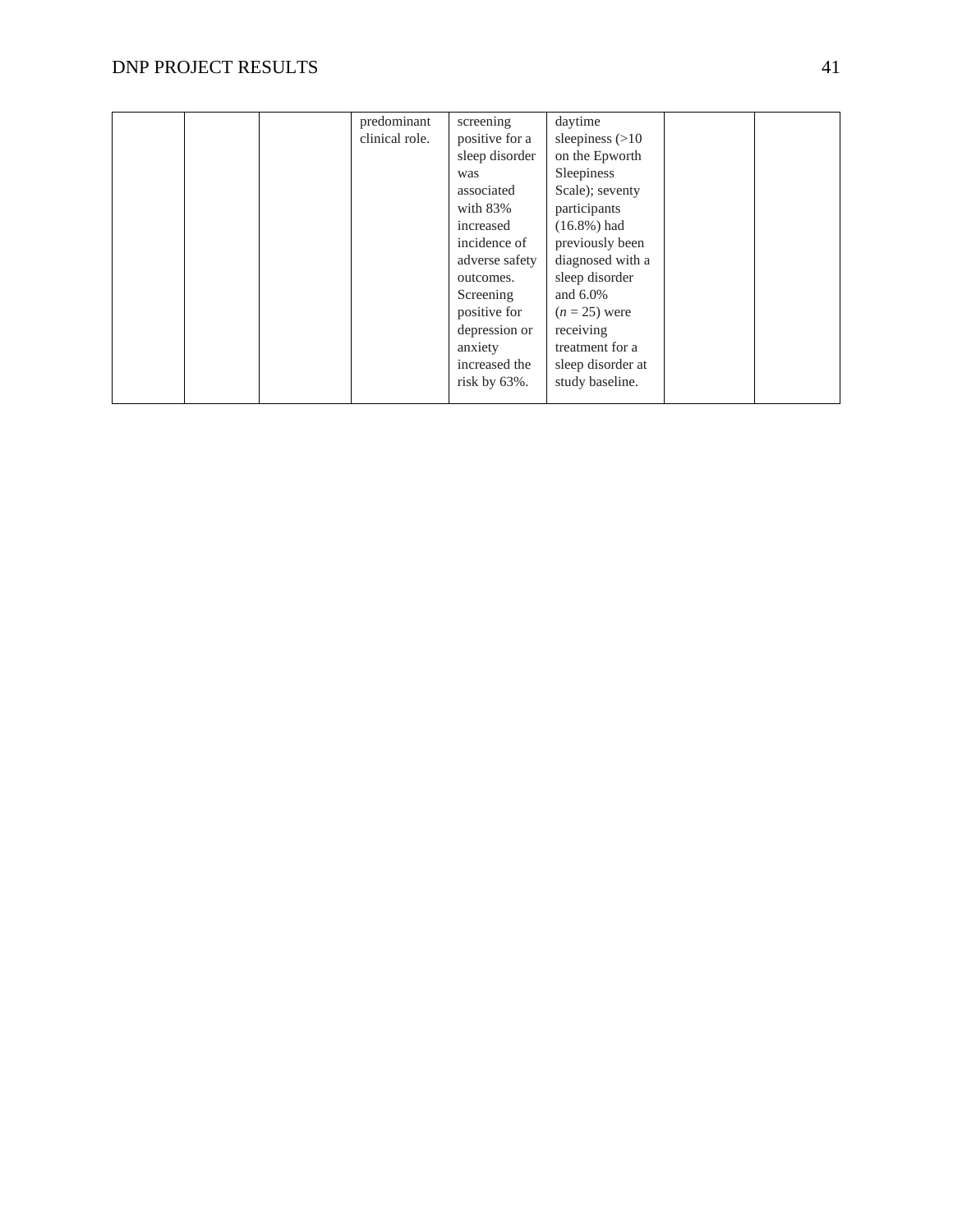| | | | | | | | |
|---|---|---|---|---|---|---|---|
| | | | predominant clinical role. | screening positive for a sleep disorder was associated with 83% increased incidence of adverse safety outcomes. Screening positive for depression or anxiety increased the risk by 63%. | daytime sleepiness (>10 on the Epworth Sleepiness Scale); seventy participants (16.8%) had previously been diagnosed with a sleep disorder and 6.0% (*n* = 25) were receiving treatment for a sleep disorder at study baseline. | | |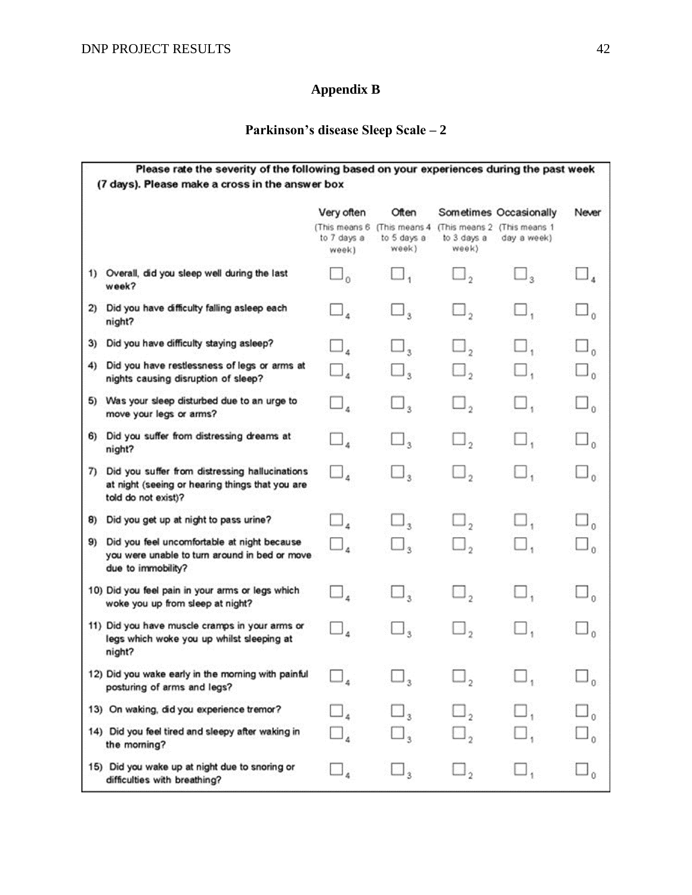# Appendix B

## Parkinson's disease Sleep Scale – 2

**Please rate the severity of the following based on your experiences during the past week (7 days). Please make a cross in the answer box**

| | Very often (This means 6 to 7 days a week) | Often (This means 4 to 5 days a week) | Sometimes (This means 2 to 3 days a week) | Occasionally (This means 1 day a week) | Never |
|---|---|---|---|---|---|
| 1) Overall, did you sleep well during the last week? | ☐ 0 | ☐ 1 | ☐ 2 | ☐ 3 | ☐ 4 |
| 2) Did you have difficulty falling asleep each night? | ☐ 4 | ☐ 3 | ☐ 2 | ☐ 1 | ☐ 0 |
| 3) Did you have difficulty staying asleep? | ☐ 4 | ☐ 3 | ☐ 2 | ☐ 1 | ☐ 0 |
| 4) Did you have restlessness of legs or arms at nights causing disruption of sleep? | ☐ 4 | ☐ 3 | ☐ 2 | ☐ 1 | ☐ 0 |
| 5) Was your sleep disturbed due to an urge to move your legs or arms? | ☐ 4 | ☐ 3 | ☐ 2 | ☐ 1 | ☐ 0 |
| 6) Did you suffer from distressing dreams at night? | ☐ 4 | ☐ 3 | ☐ 2 | ☐ 1 | ☐ 0 |
| 7) Did you suffer from distressing hallucinations at night (seeing or hearing things that you are told do not exist)? | ☐ 4 | ☐ 3 | ☐ 2 | ☐ 1 | ☐ 0 |
| 8) Did you get up at night to pass urine? | ☐ 4 | ☐ 3 | ☐ 2 | ☐ 1 | ☐ 0 |
| 9) Did you feel uncomfortable at night because you were unable to turn around in bed or move due to immobility? | ☐ 4 | ☐ 3 | ☐ 2 | ☐ 1 | ☐ 0 |
| 10) Did you feel pain in your arms or legs which woke you up from sleep at night? | ☐ 4 | ☐ 3 | ☐ 2 | ☐ 1 | ☐ 0 |
| 11) Did you have muscle cramps in your arms or legs which woke you up whilst sleeping at night? | ☐ 4 | ☐ 3 | ☐ 2 | ☐ 1 | ☐ 0 |
| 12) Did you wake early in the morning with painful posturing of arms and legs? | ☐ 4 | ☐ 3 | ☐ 2 | ☐ 1 | ☐ 0 |
| 13) On waking, did you experience tremor? | ☐ 4 | ☐ 3 | ☐ 2 | ☐ 1 | ☐ 0 |
| 14) Did you feel tired and sleepy after waking in the morning? | ☐ 4 | ☐ 3 | ☐ 2 | ☐ 1 | ☐ 0 |
| 15) Did you wake up at night due to snoring or difficulties with breathing? | ☐ 4 | ☐ 3 | ☐ 2 | ☐ 1 | ☐ 0 |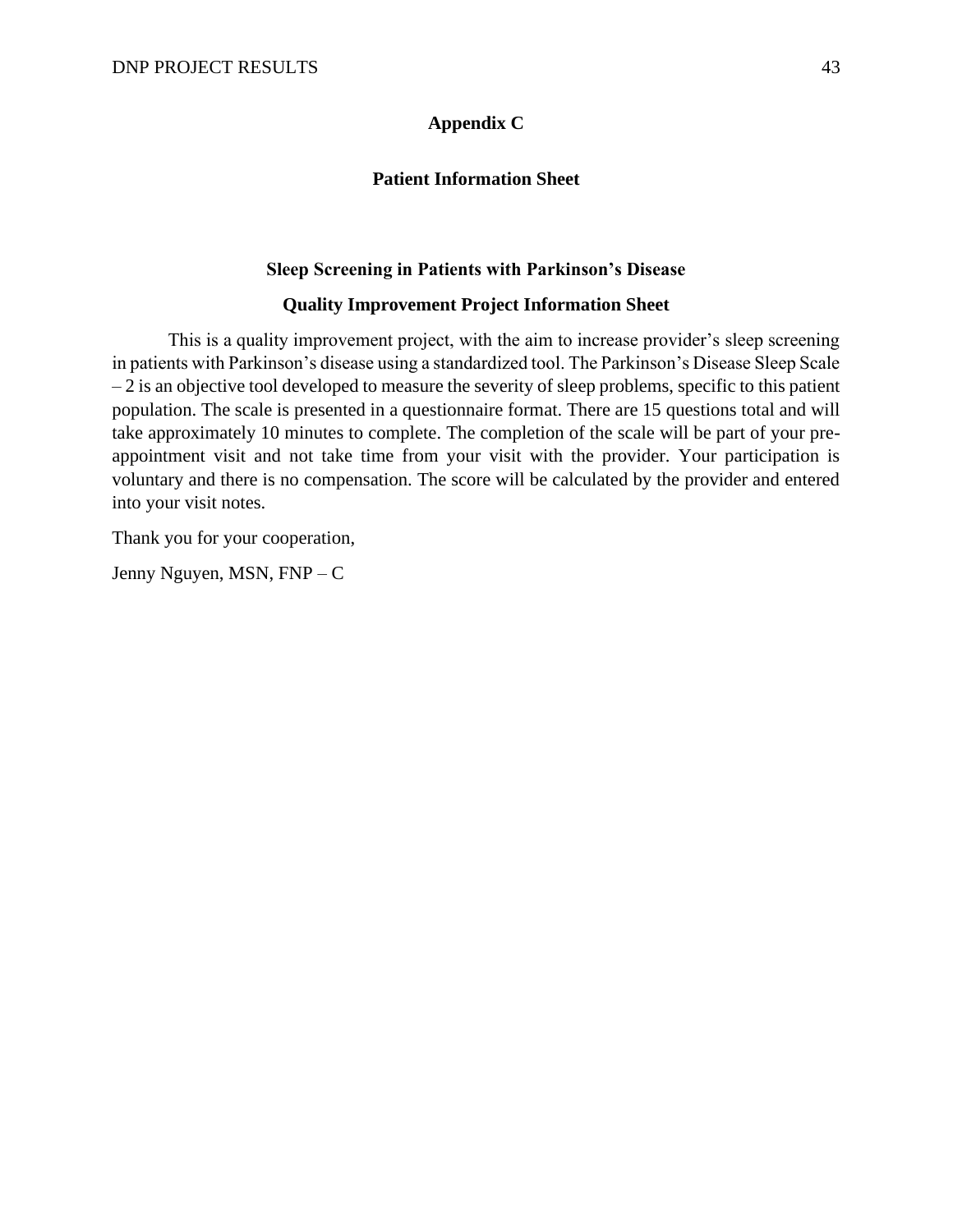# Appendix C

## Patient Information Sheet

### Sleep Screening in Patients with Parkinson's Disease

### Quality Improvement Project Information Sheet

This is a quality improvement project, with the aim to increase provider's sleep screening in patients with Parkinson's disease using a standardized tool. The Parkinson's Disease Sleep Scale – 2 is an objective tool developed to measure the severity of sleep problems, specific to this patient population. The scale is presented in a questionnaire format. There are 15 questions total and will take approximately 10 minutes to complete. The completion of the scale will be part of your pre-appointment visit and not take time from your visit with the provider. Your participation is voluntary and there is no compensation. The score will be calculated by the provider and entered into your visit notes.

Thank you for your cooperation,

Jenny Nguyen, MSN, FNP – C